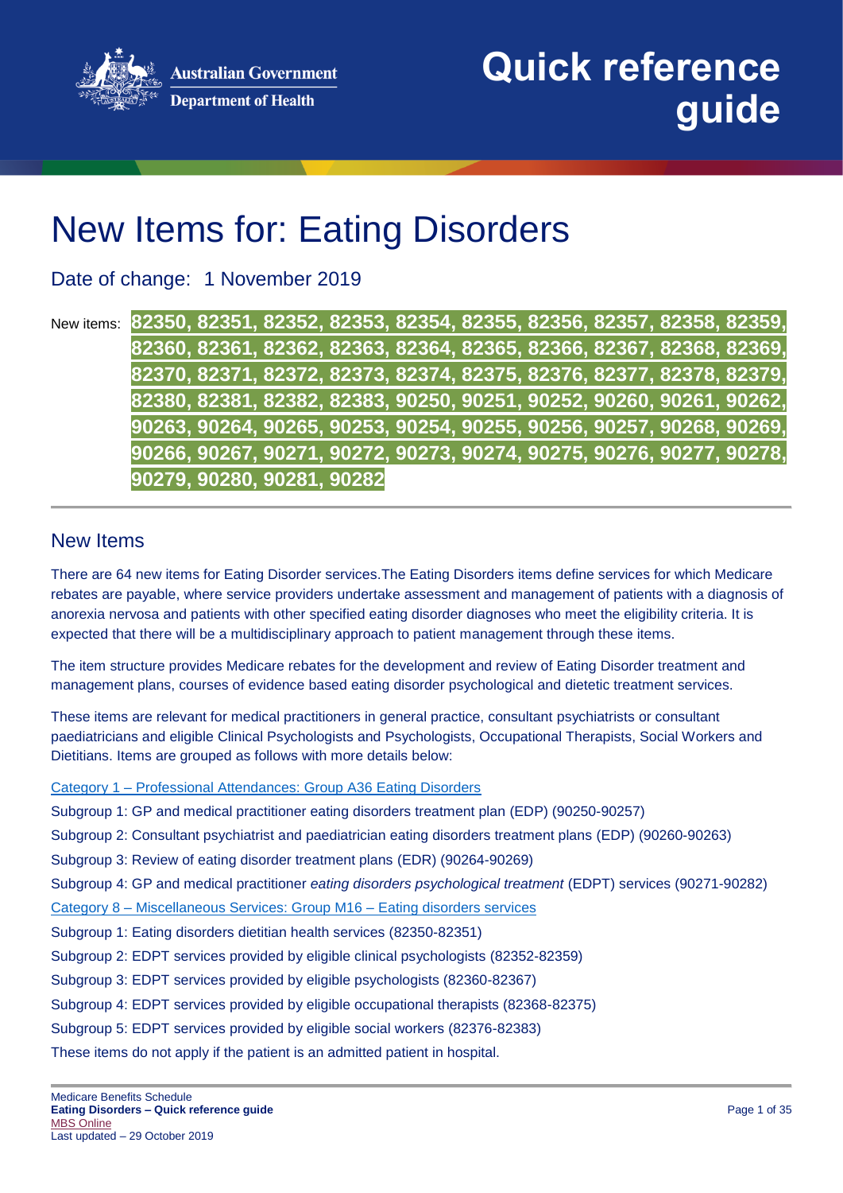Australian Government
Department of Health

# Quick reference guide

# New Items for: Eating Disorders

Date of change: 1 November 2019

New items: **82350, 82351, 82352, 82353, 82354, 82355, 82356, 82357, 82358, 82359, 82360, 82361, 82362, 82363, 82364, 82365, 82366, 82367, 82368, 82369, 82370, 82371, 82372, 82373, 82374, 82375, 82376, 82377, 82378, 82379, 82380, 82381, 82382, 82383, 90250, 90251, 90252, 90260, 90261, 90262, 90263, 90264, 90265, 90253, 90254, 90255, 90256, 90257, 90268, 90269, 90266, 90267, 90271, 90272, 90273, 90274, 90275, 90276, 90277, 90278, 90279, 90280, 90281, 90282**

## New Items

There are 64 new items for Eating Disorder services.The Eating Disorders items define services for which Medicare rebates are payable, where service providers undertake assessment and management of patients with a diagnosis of anorexia nervosa and patients with other specified eating disorder diagnoses who meet the eligibility criteria. It is expected that there will be a multidisciplinary approach to patient management through these items.

The item structure provides Medicare rebates for the development and review of Eating Disorder treatment and management plans, courses of evidence based eating disorder psychological and dietetic treatment services.

These items are relevant for medical practitioners in general practice, consultant psychiatrists or consultant paediatricians and eligible Clinical Psychologists and Psychologists, Occupational Therapists, Social Workers and Dietitians. Items are grouped as follows with more details below:

Category 1 – Professional Attendances: Group A36 Eating Disorders

Subgroup 1: GP and medical practitioner eating disorders treatment plan (EDP) (90250-90257)

Subgroup 2: Consultant psychiatrist and paediatrician eating disorders treatment plans (EDP) (90260-90263)

Subgroup 3: Review of eating disorder treatment plans (EDR) (90264-90269)

Subgroup 4: GP and medical practitioner *eating disorders psychological treatment* (EDPT) services (90271-90282)

Category 8 – Miscellaneous Services: Group M16 – Eating disorders services

Subgroup 1: Eating disorders dietitian health services (82350-82351)

Subgroup 2: EDPT services provided by eligible clinical psychologists (82352-82359)

Subgroup 3: EDPT services provided by eligible psychologists (82360-82367)

Subgroup 4: EDPT services provided by eligible occupational therapists (82368-82375)

Subgroup 5: EDPT services provided by eligible social workers (82376-82383)

These items do not apply if the patient is an admitted patient in hospital.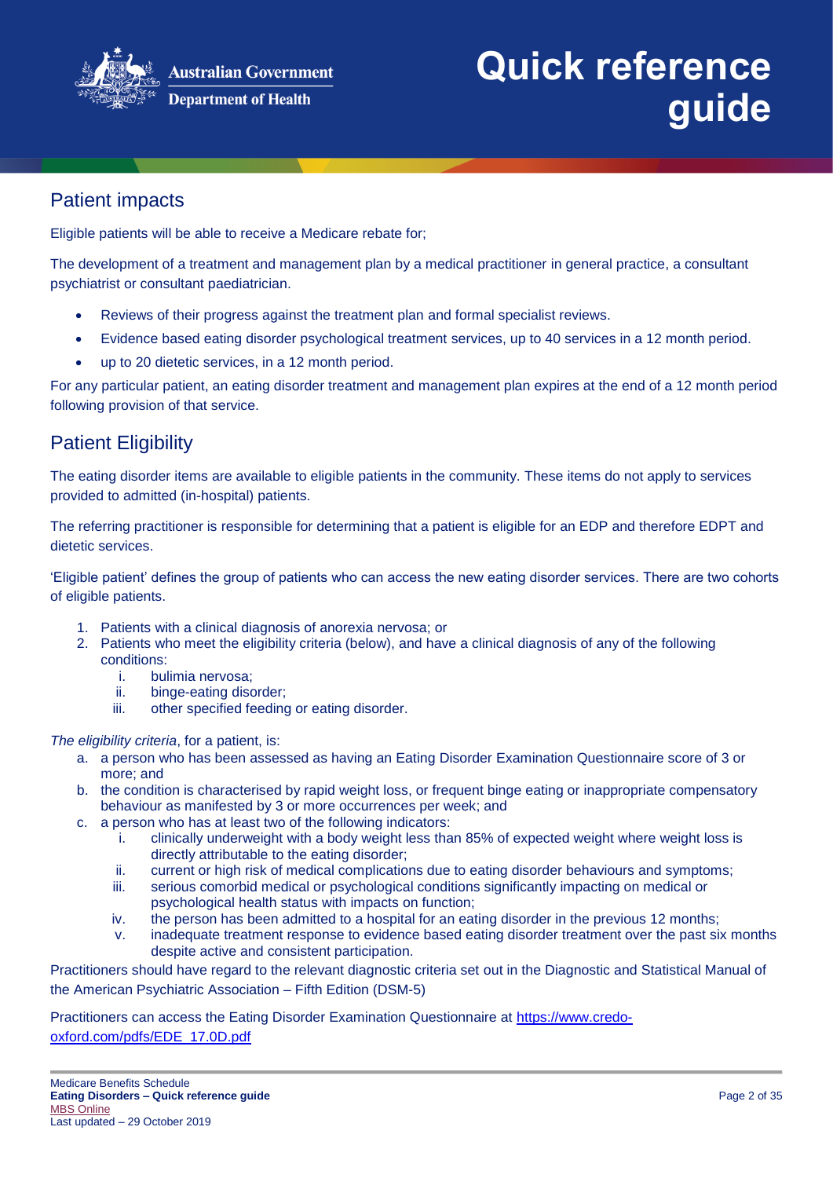## Patient impacts

Eligible patients will be able to receive a Medicare rebate for;

The development of a treatment and management plan by a medical practitioner in general practice, a consultant psychiatrist or consultant paediatrician.

- Reviews of their progress against the treatment plan and formal specialist reviews.
- Evidence based eating disorder psychological treatment services, up to 40 services in a 12 month period.
- up to 20 dietetic services, in a 12 month period.

For any particular patient, an eating disorder treatment and management plan expires at the end of a 12 month period following provision of that service.

## Patient Eligibility

The eating disorder items are available to eligible patients in the community. These items do not apply to services provided to admitted (in-hospital) patients.

The referring practitioner is responsible for determining that a patient is eligible for an EDP and therefore EDPT and dietetic services.

'Eligible patient' defines the group of patients who can access the new eating disorder services. There are two cohorts of eligible patients.

1. Patients with a clinical diagnosis of anorexia nervosa; or
2. Patients who meet the eligibility criteria (below), and have a clinical diagnosis of any of the following conditions:
   i. bulimia nervosa;
   ii. binge-eating disorder;
   iii. other specified feeding or eating disorder.

*The eligibility criteria*, for a patient, is:

a. a person who has been assessed as having an Eating Disorder Examination Questionnaire score of 3 or more; and
b. the condition is characterised by rapid weight loss, or frequent binge eating or inappropriate compensatory behaviour as manifested by 3 or more occurrences per week; and
c. a person who has at least two of the following indicators:
   i. clinically underweight with a body weight less than 85% of expected weight where weight loss is directly attributable to the eating disorder;
   ii. current or high risk of medical complications due to eating disorder behaviours and symptoms;
   iii. serious comorbid medical or psychological conditions significantly impacting on medical or psychological health status with impacts on function;
   iv. the person has been admitted to a hospital for an eating disorder in the previous 12 months;
   v. inadequate treatment response to evidence based eating disorder treatment over the past six months despite active and consistent participation.

Practitioners should have regard to the relevant diagnostic criteria set out in the Diagnostic and Statistical Manual of the American Psychiatric Association – Fifth Edition (DSM-5)

Practitioners can access the Eating Disorder Examination Questionnaire at https://www.credo-oxford.com/pdfs/EDE_17.0D.pdf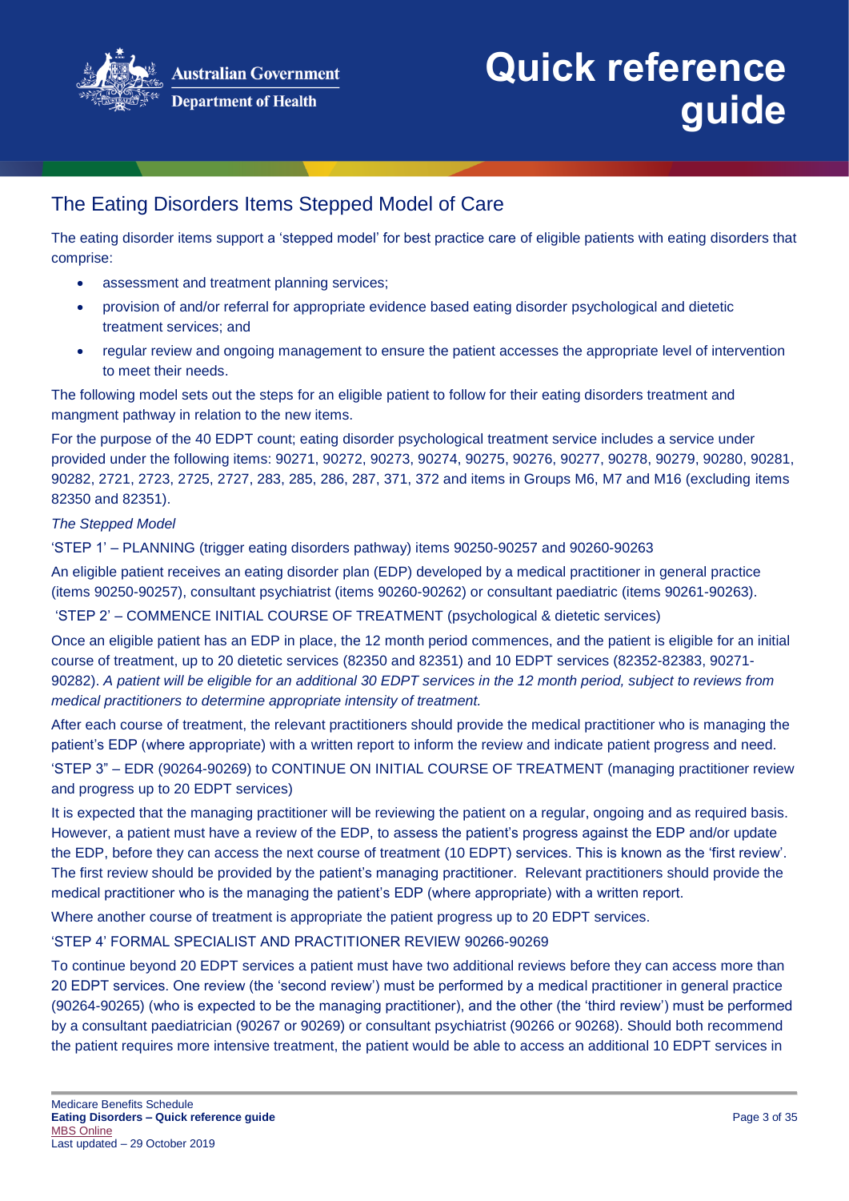## The Eating Disorders Items Stepped Model of Care

The eating disorder items support a 'stepped model' for best practice care of eligible patients with eating disorders that comprise:

- assessment and treatment planning services;
- provision of and/or referral for appropriate evidence based eating disorder psychological and dietetic treatment services; and
- regular review and ongoing management to ensure the patient accesses the appropriate level of intervention to meet their needs.

The following model sets out the steps for an eligible patient to follow for their eating disorders treatment and mangment pathway in relation to the new items.

For the purpose of the 40 EDPT count; eating disorder psychological treatment service includes a service under provided under the following items: 90271, 90272, 90273, 90274, 90275, 90276, 90277, 90278, 90279, 90280, 90281, 90282, 2721, 2723, 2725, 2727, 283, 285, 286, 287, 371, 372 and items in Groups M6, M7 and M16 (excluding items 82350 and 82351).

*The Stepped Model*

'STEP 1' – PLANNING (trigger eating disorders pathway) items 90250-90257 and 90260-90263

An eligible patient receives an eating disorder plan (EDP) developed by a medical practitioner in general practice (items 90250-90257), consultant psychiatrist (items 90260-90262) or consultant paediatric (items 90261-90263).

'STEP 2' – COMMENCE INITIAL COURSE OF TREATMENT (psychological & dietetic services)

Once an eligible patient has an EDP in place, the 12 month period commences, and the patient is eligible for an initial course of treatment, up to 20 dietetic services (82350 and 82351) and 10 EDPT services (82352-82383, 90271-90282). *A patient will be eligible for an additional 30 EDPT services in the 12 month period, subject to reviews from medical practitioners to determine appropriate intensity of treatment.*

After each course of treatment, the relevant practitioners should provide the medical practitioner who is managing the patient's EDP (where appropriate) with a written report to inform the review and indicate patient progress and need.

'STEP 3" – EDR (90264-90269) to CONTINUE ON INITIAL COURSE OF TREATMENT (managing practitioner review and progress up to 20 EDPT services)

It is expected that the managing practitioner will be reviewing the patient on a regular, ongoing and as required basis. However, a patient must have a review of the EDP, to assess the patient's progress against the EDP and/or update the EDP, before they can access the next course of treatment (10 EDPT) services. This is known as the 'first review'. The first review should be provided by the patient's managing practitioner. Relevant practitioners should provide the medical practitioner who is the managing the patient's EDP (where appropriate) with a written report.

Where another course of treatment is appropriate the patient progress up to 20 EDPT services.

'STEP 4' FORMAL SPECIALIST AND PRACTITIONER REVIEW 90266-90269

To continue beyond 20 EDPT services a patient must have two additional reviews before they can access more than 20 EDPT services. One review (the 'second review') must be performed by a medical practitioner in general practice (90264-90265) (who is expected to be the managing practitioner), and the other (the 'third review') must be performed by a consultant paediatrician (90267 or 90269) or consultant psychiatrist (90266 or 90268). Should both recommend the patient requires more intensive treatment, the patient would be able to access an additional 10 EDPT services in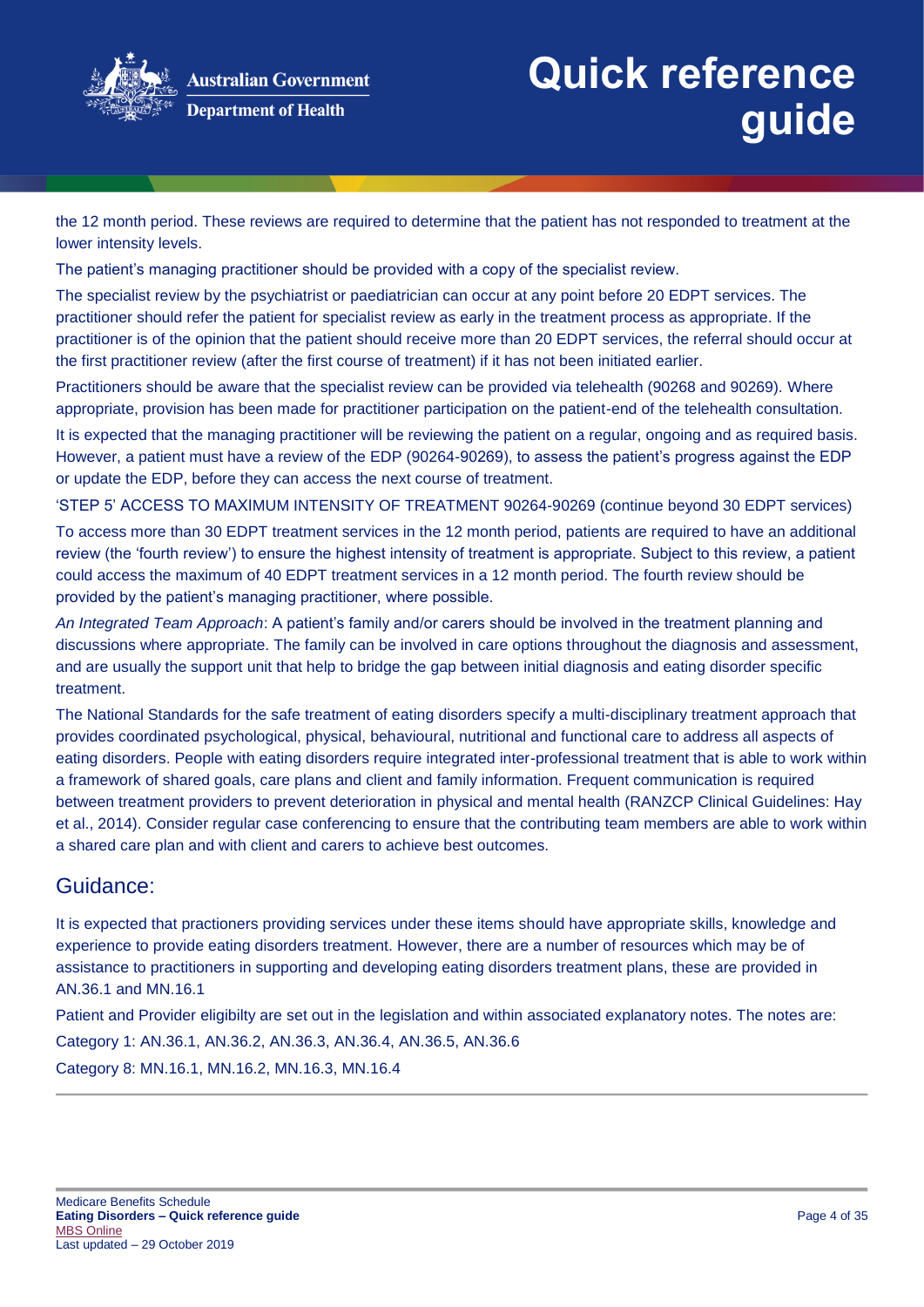the 12 month period. These reviews are required to determine that the patient has not responded to treatment at the lower intensity levels.

The patient's managing practitioner should be provided with a copy of the specialist review.

The specialist review by the psychiatrist or paediatrician can occur at any point before 20 EDPT services. The practitioner should refer the patient for specialist review as early in the treatment process as appropriate. If the practitioner is of the opinion that the patient should receive more than 20 EDPT services, the referral should occur at the first practitioner review (after the first course of treatment) if it has not been initiated earlier.

Practitioners should be aware that the specialist review can be provided via telehealth (90268 and 90269). Where appropriate, provision has been made for practitioner participation on the patient-end of the telehealth consultation.

It is expected that the managing practitioner will be reviewing the patient on a regular, ongoing and as required basis. However, a patient must have a review of the EDP (90264-90269), to assess the patient's progress against the EDP or update the EDP, before they can access the next course of treatment.

'STEP 5' ACCESS TO MAXIMUM INTENSITY OF TREATMENT 90264-90269 (continue beyond 30 EDPT services)

To access more than 30 EDPT treatment services in the 12 month period, patients are required to have an additional review (the 'fourth review') to ensure the highest intensity of treatment is appropriate. Subject to this review, a patient could access the maximum of 40 EDPT treatment services in a 12 month period. The fourth review should be provided by the patient's managing practitioner, where possible.

*An Integrated Team Approach*: A patient's family and/or carers should be involved in the treatment planning and discussions where appropriate. The family can be involved in care options throughout the diagnosis and assessment, and are usually the support unit that help to bridge the gap between initial diagnosis and eating disorder specific treatment.

The National Standards for the safe treatment of eating disorders specify a multi-disciplinary treatment approach that provides coordinated psychological, physical, behavioural, nutritional and functional care to address all aspects of eating disorders. People with eating disorders require integrated inter-professional treatment that is able to work within a framework of shared goals, care plans and client and family information. Frequent communication is required between treatment providers to prevent deterioration in physical and mental health (RANZCP Clinical Guidelines: Hay et al., 2014). Consider regular case conferencing to ensure that the contributing team members are able to work within a shared care plan and with client and carers to achieve best outcomes.

## Guidance:

It is expected that practioners providing services under these items should have appropriate skills, knowledge and experience to provide eating disorders treatment. However, there are a number of resources which may be of assistance to practitioners in supporting and developing eating disorders treatment plans, these are provided in AN.36.1 and MN.16.1

Patient and Provider eligibilty are set out in the legislation and within associated explanatory notes. The notes are:

Category 1: AN.36.1, AN.36.2, AN.36.3, AN.36.4, AN.36.5, AN.36.6

Category 8: MN.16.1, MN.16.2, MN.16.3, MN.16.4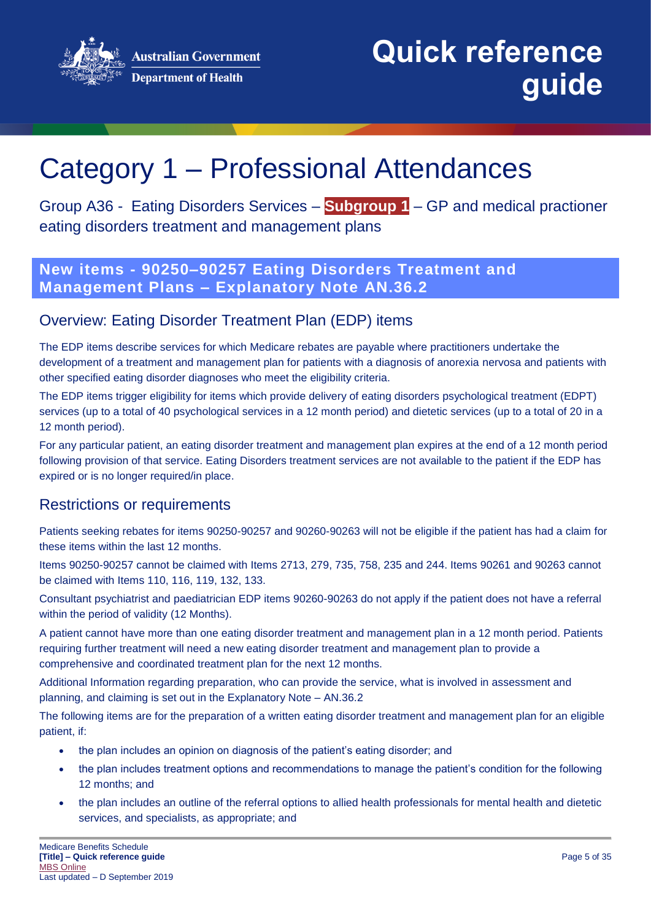# Category 1 – Professional Attendances

Group A36 - Eating Disorders Services – **Subgroup 1** – GP and medical practioner eating disorders treatment and management plans

## New items - 90250–90257 Eating Disorders Treatment and Management Plans – Explanatory Note AN.36.2

### Overview: Eating Disorder Treatment Plan (EDP) items

The EDP items describe services for which Medicare rebates are payable where practitioners undertake the development of a treatment and management plan for patients with a diagnosis of anorexia nervosa and patients with other specified eating disorder diagnoses who meet the eligibility criteria.

The EDP items trigger eligibility for items which provide delivery of eating disorders psychological treatment (EDPT) services (up to a total of 40 psychological services in a 12 month period) and dietetic services (up to a total of 20 in a 12 month period).

For any particular patient, an eating disorder treatment and management plan expires at the end of a 12 month period following provision of that service. Eating Disorders treatment services are not available to the patient if the EDP has expired or is no longer required/in place.

### Restrictions or requirements

Patients seeking rebates for items 90250-90257 and 90260-90263 will not be eligible if the patient has had a claim for these items within the last 12 months.

Items 90250-90257 cannot be claimed with Items 2713, 279, 735, 758, 235 and 244. Items 90261 and 90263 cannot be claimed with Items 110, 116, 119, 132, 133.

Consultant psychiatrist and paediatrician EDP items 90260-90263 do not apply if the patient does not have a referral within the period of validity (12 Months).

A patient cannot have more than one eating disorder treatment and management plan in a 12 month period. Patients requiring further treatment will need a new eating disorder treatment and management plan to provide a comprehensive and coordinated treatment plan for the next 12 months.

Additional Information regarding preparation, who can provide the service, what is involved in assessment and planning, and claiming is set out in the Explanatory Note – AN.36.2

The following items are for the preparation of a written eating disorder treatment and management plan for an eligible patient, if:

- the plan includes an opinion on diagnosis of the patient's eating disorder; and
- the plan includes treatment options and recommendations to manage the patient's condition for the following 12 months; and
- the plan includes an outline of the referral options to allied health professionals for mental health and dietetic services, and specialists, as appropriate; and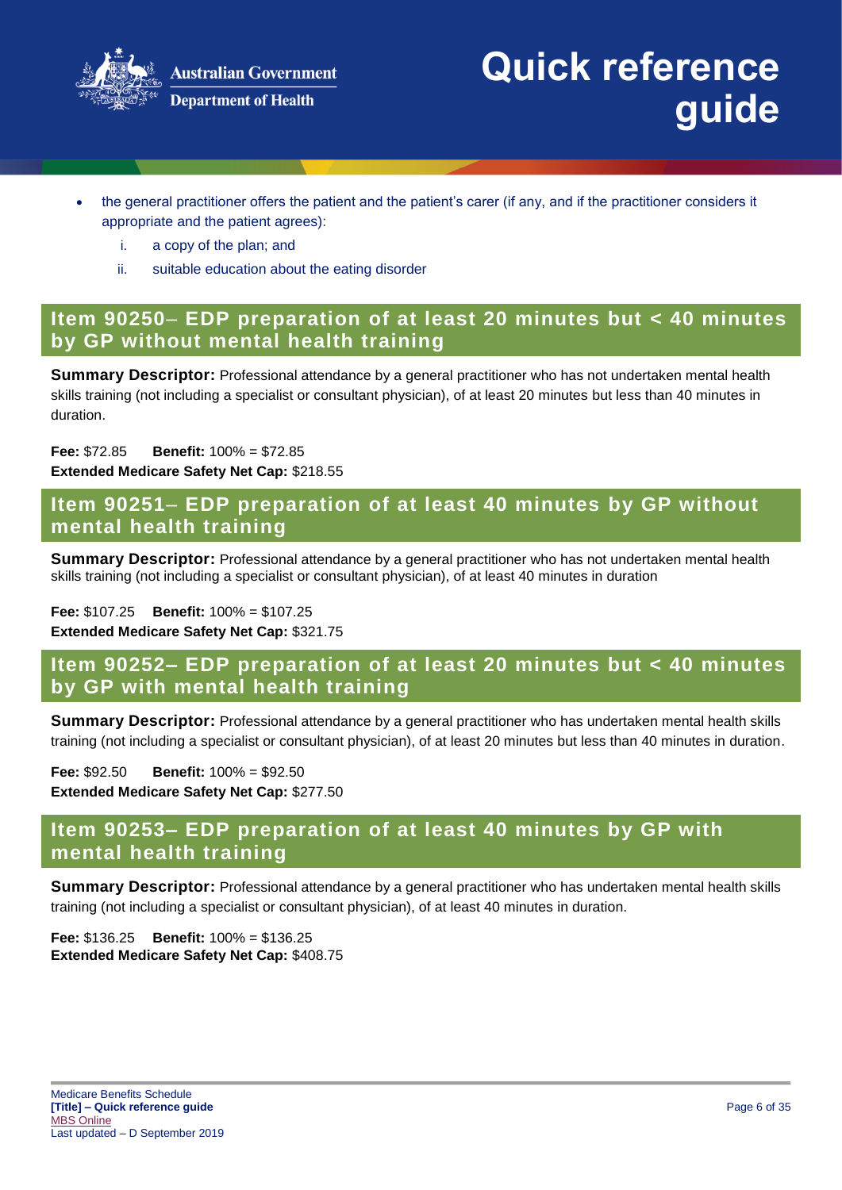- the general practitioner offers the patient and the patient's carer (if any, and if the practitioner considers it appropriate and the patient agrees):
    i. a copy of the plan; and
    ii. suitable education about the eating disorder

## Item 90250– EDP preparation of at least 20 minutes but < 40 minutes by GP without mental health training

**Summary Descriptor:** Professional attendance by a general practitioner who has not undertaken mental health skills training (not including a specialist or consultant physician), of at least 20 minutes but less than 40 minutes in duration.

**Fee:** $72.85 **Benefit:** 100% = $72.85
**Extended Medicare Safety Net Cap:** $218.55

## Item 90251– EDP preparation of at least 40 minutes by GP without mental health training

**Summary Descriptor:** Professional attendance by a general practitioner who has not undertaken mental health skills training (not including a specialist or consultant physician), of at least 40 minutes in duration

**Fee:** $107.25 **Benefit:** 100% = $107.25
**Extended Medicare Safety Net Cap:** $321.75

## Item 90252– EDP preparation of at least 20 minutes but < 40 minutes by GP with mental health training

**Summary Descriptor:** Professional attendance by a general practitioner who has undertaken mental health skills training (not including a specialist or consultant physician), of at least 20 minutes but less than 40 minutes in duration.

**Fee:** $92.50 **Benefit:** 100% = $92.50
**Extended Medicare Safety Net Cap:** $277.50

## Item 90253– EDP preparation of at least 40 minutes by GP with mental health training

**Summary Descriptor:** Professional attendance by a general practitioner who has undertaken mental health skills training (not including a specialist or consultant physician), of at least 40 minutes in duration.

**Fee:** $136.25 **Benefit:** 100% = $136.25
**Extended Medicare Safety Net Cap:** $408.75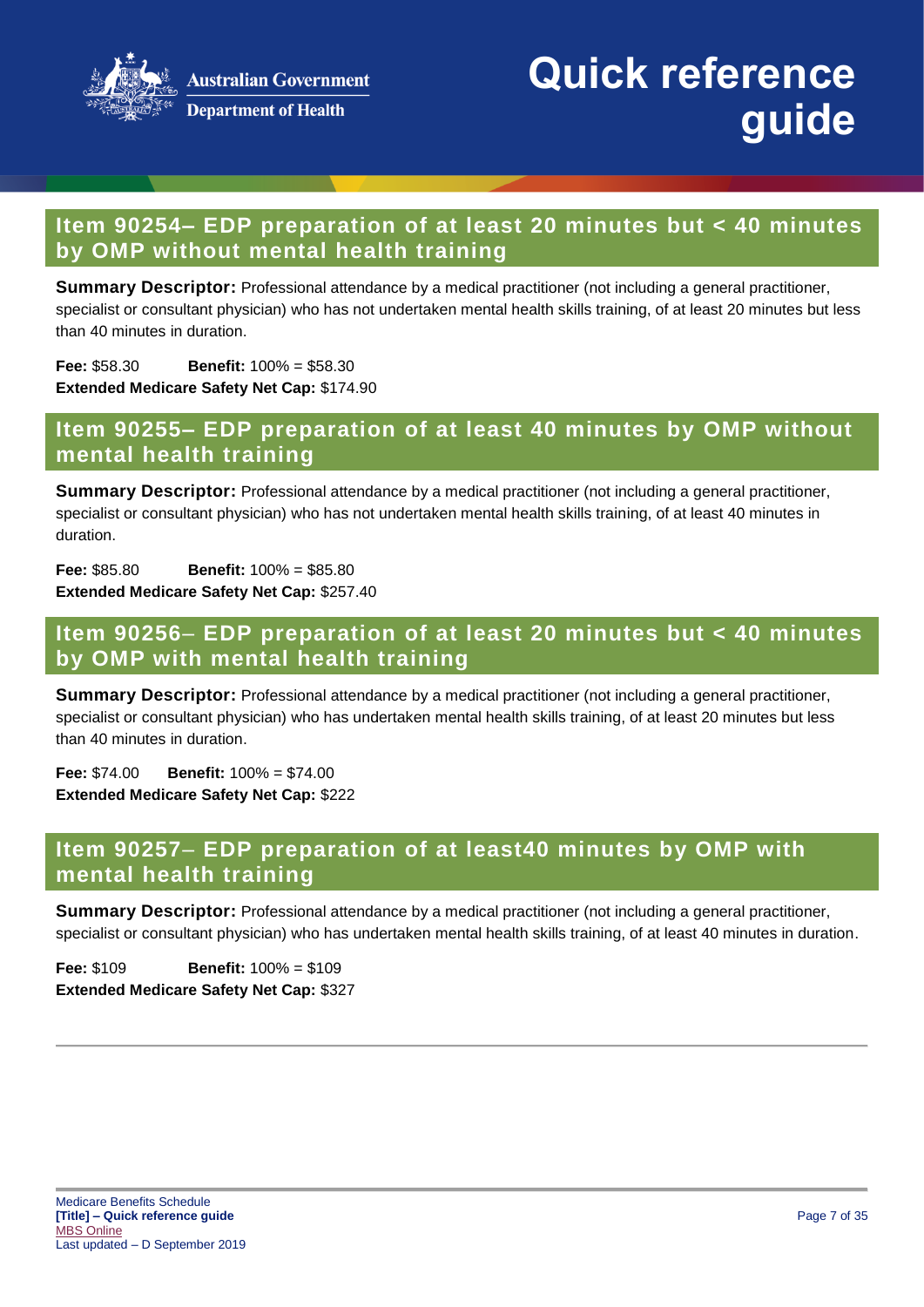## Item 90254– EDP preparation of at least 20 minutes but < 40 minutes by OMP without mental health training

**Summary Descriptor:** Professional attendance by a medical practitioner (not including a general practitioner, specialist or consultant physician) who has not undertaken mental health skills training, of at least 20 minutes but less than 40 minutes in duration.

**Fee:** $58.30 **Benefit:** 100% = $58.30
**Extended Medicare Safety Net Cap:** $174.90

## Item 90255– EDP preparation of at least 40 minutes by OMP without mental health training

**Summary Descriptor:** Professional attendance by a medical practitioner (not including a general practitioner, specialist or consultant physician) who has not undertaken mental health skills training, of at least 40 minutes in duration.

**Fee:** $85.80 **Benefit:** 100% = $85.80
**Extended Medicare Safety Net Cap:** $257.40

## Item 90256– EDP preparation of at least 20 minutes but < 40 minutes by OMP with mental health training

**Summary Descriptor:** Professional attendance by a medical practitioner (not including a general practitioner, specialist or consultant physician) who has undertaken mental health skills training, of at least 20 minutes but less than 40 minutes in duration.

**Fee:** $74.00 **Benefit:** 100% = $74.00
**Extended Medicare Safety Net Cap:** $222

## Item 90257– EDP preparation of at least40 minutes by OMP with mental health training

**Summary Descriptor:** Professional attendance by a medical practitioner (not including a general practitioner, specialist or consultant physician) who has undertaken mental health skills training, of at least 40 minutes in duration.

**Fee:** $109 **Benefit:** 100% = $109
**Extended Medicare Safety Net Cap:** $327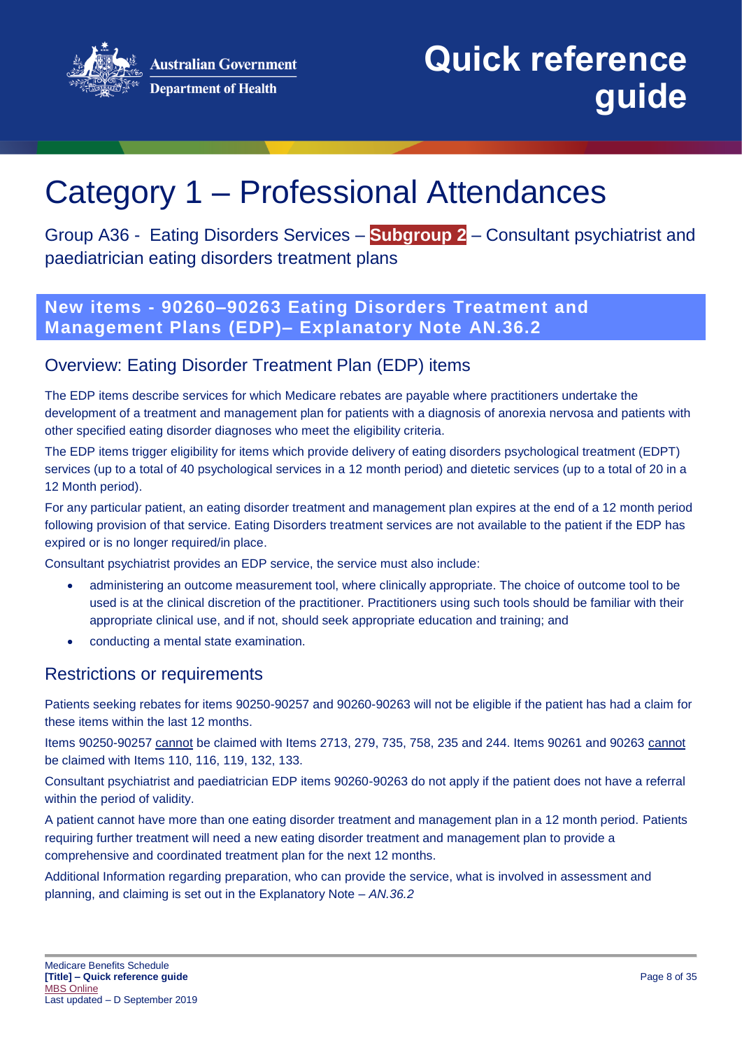# Category 1 – Professional Attendances

Group A36 - Eating Disorders Services – **Subgroup 2** – Consultant psychiatrist and paediatrician eating disorders treatment plans

## New items - 90260–90263 Eating Disorders Treatment and Management Plans (EDP)– Explanatory Note AN.36.2

### Overview: Eating Disorder Treatment Plan (EDP) items

The EDP items describe services for which Medicare rebates are payable where practitioners undertake the development of a treatment and management plan for patients with a diagnosis of anorexia nervosa and patients with other specified eating disorder diagnoses who meet the eligibility criteria.

The EDP items trigger eligibility for items which provide delivery of eating disorders psychological treatment (EDPT) services (up to a total of 40 psychological services in a 12 month period) and dietetic services (up to a total of 20 in a 12 Month period).

For any particular patient, an eating disorder treatment and management plan expires at the end of a 12 month period following provision of that service. Eating Disorders treatment services are not available to the patient if the EDP has expired or is no longer required/in place.

Consultant psychiatrist provides an EDP service, the service must also include:

- administering an outcome measurement tool, where clinically appropriate. The choice of outcome tool to be used is at the clinical discretion of the practitioner. Practitioners using such tools should be familiar with their appropriate clinical use, and if not, should seek appropriate education and training; and
- conducting a mental state examination.

### Restrictions or requirements

Patients seeking rebates for items 90250-90257 and 90260-90263 will not be eligible if the patient has had a claim for these items within the last 12 months.

Items 90250-90257 cannot be claimed with Items 2713, 279, 735, 758, 235 and 244. Items 90261 and 90263 cannot be claimed with Items 110, 116, 119, 132, 133.

Consultant psychiatrist and paediatrician EDP items 90260-90263 do not apply if the patient does not have a referral within the period of validity.

A patient cannot have more than one eating disorder treatment and management plan in a 12 month period. Patients requiring further treatment will need a new eating disorder treatment and management plan to provide a comprehensive and coordinated treatment plan for the next 12 months.

Additional Information regarding preparation, who can provide the service, what is involved in assessment and planning, and claiming is set out in the Explanatory Note – *AN.36.2*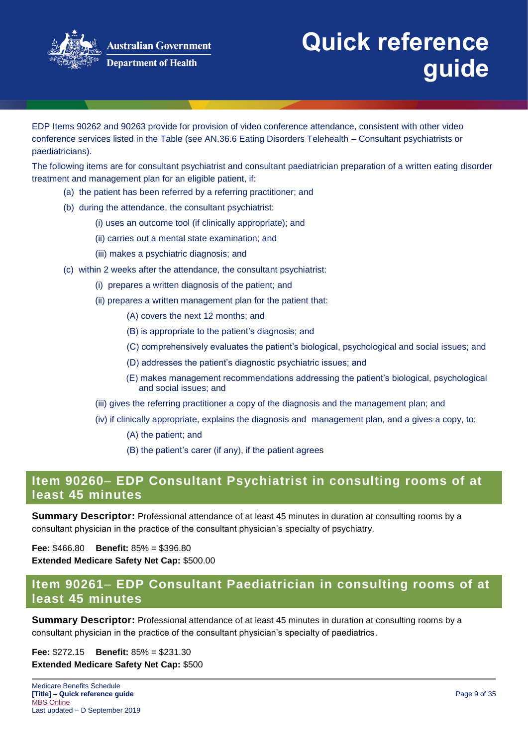EDP Items 90262 and 90263 provide for provision of video conference attendance, consistent with other video conference services listed in the Table (see AN.36.6 Eating Disorders Telehealth – Consultant psychiatrists or paediatricians).

The following items are for consultant psychiatrist and consultant paediatrician preparation of a written eating disorder treatment and management plan for an eligible patient, if:

- (a) the patient has been referred by a referring practitioner; and
- (b) during the attendance, the consultant psychiatrist:
  - (i) uses an outcome tool (if clinically appropriate); and
  - (ii) carries out a mental state examination; and
  - (iii) makes a psychiatric diagnosis; and
- (c) within 2 weeks after the attendance, the consultant psychiatrist:
  - (i) prepares a written diagnosis of the patient; and
  - (ii) prepares a written management plan for the patient that:
    - (A) covers the next 12 months; and
    - (B) is appropriate to the patient's diagnosis; and
    - (C) comprehensively evaluates the patient's biological, psychological and social issues; and
    - (D) addresses the patient's diagnostic psychiatric issues; and
    - (E) makes management recommendations addressing the patient's biological, psychological and social issues; and
  - (iii) gives the referring practitioner a copy of the diagnosis and the management plan; and
  - (iv) if clinically appropriate, explains the diagnosis and management plan, and a gives a copy, to:
    - (A) the patient; and
    - (B) the patient's carer (if any), if the patient agrees

## Item 90260– EDP Consultant Psychiatrist in consulting rooms of at least 45 minutes

**Summary Descriptor:** Professional attendance of at least 45 minutes in duration at consulting rooms by a consultant physician in the practice of the consultant physician's specialty of psychiatry.

**Fee:** $466.80 **Benefit:** 85% = $396.80
**Extended Medicare Safety Net Cap:** $500.00

## Item 90261– EDP Consultant Paediatrician in consulting rooms of at least 45 minutes

**Summary Descriptor:** Professional attendance of at least 45 minutes in duration at consulting rooms by a consultant physician in the practice of the consultant physician's specialty of paediatrics.

**Fee:** $272.15 **Benefit:** 85% = $231.30
**Extended Medicare Safety Net Cap:** $500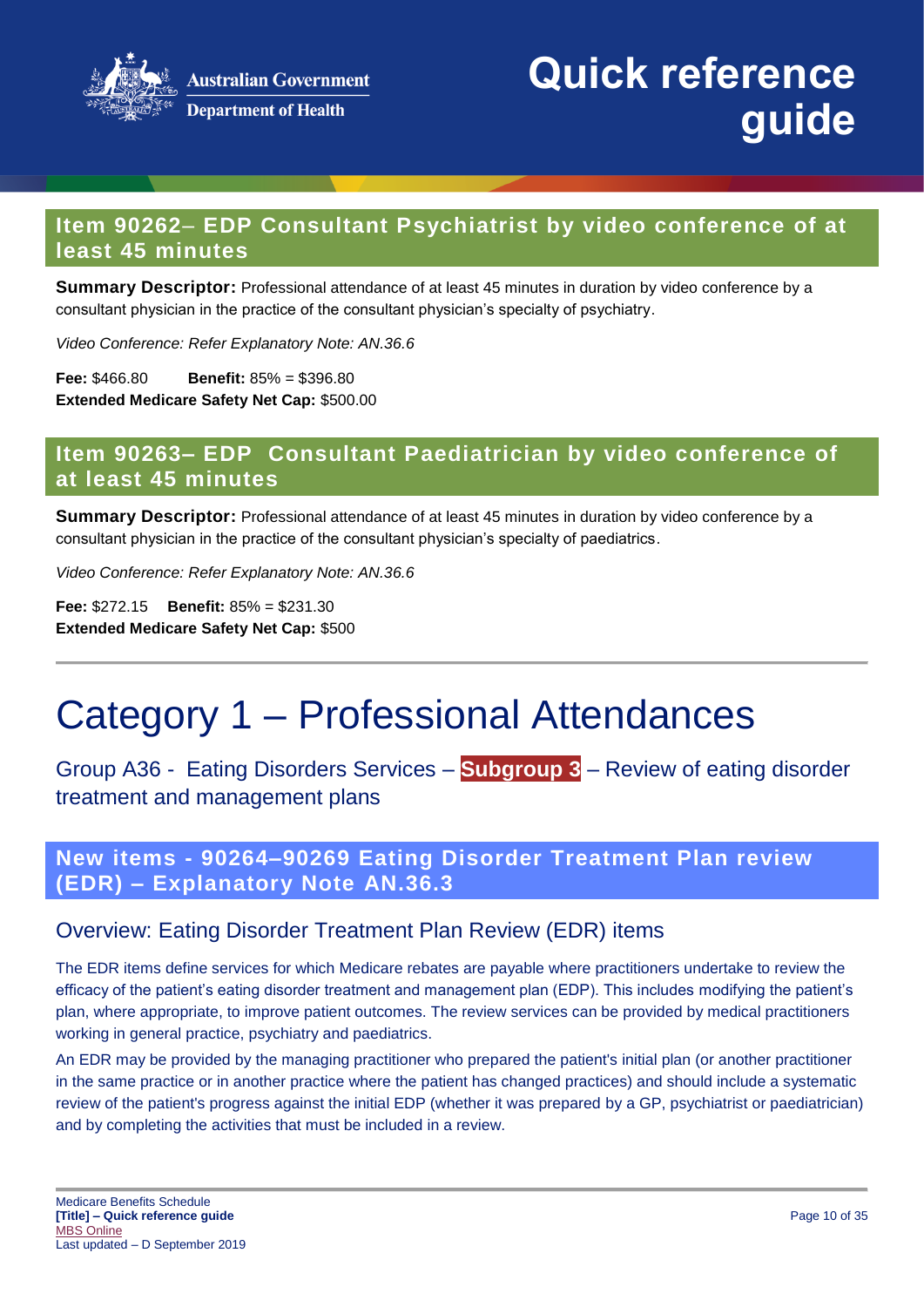## Item 90262– EDP Consultant Psychiatrist by video conference of at least 45 minutes

**Summary Descriptor:** Professional attendance of at least 45 minutes in duration by video conference by a consultant physician in the practice of the consultant physician's specialty of psychiatry.

*Video Conference: Refer Explanatory Note: AN.36.6*

**Fee:** $466.80 **Benefit:** 85% = $396.80
**Extended Medicare Safety Net Cap:** $500.00

## Item 90263– EDP Consultant Paediatrician by video conference of at least 45 minutes

**Summary Descriptor:** Professional attendance of at least 45 minutes in duration by video conference by a consultant physician in the practice of the consultant physician's specialty of paediatrics.

*Video Conference: Refer Explanatory Note: AN.36.6*

**Fee:** $272.15 **Benefit:** 85% = $231.30
**Extended Medicare Safety Net Cap:** $500

# Category 1 – Professional Attendances

### Group A36 - Eating Disorders Services – **Subgroup 3** – Review of eating disorder treatment and management plans

## New items - 90264–90269 Eating Disorder Treatment Plan review (EDR) – Explanatory Note AN.36.3

### Overview: Eating Disorder Treatment Plan Review (EDR) items

The EDR items define services for which Medicare rebates are payable where practitioners undertake to review the efficacy of the patient's eating disorder treatment and management plan (EDP). This includes modifying the patient's plan, where appropriate, to improve patient outcomes. The review services can be provided by medical practitioners working in general practice, psychiatry and paediatrics.

An EDR may be provided by the managing practitioner who prepared the patient's initial plan (or another practitioner in the same practice or in another practice where the patient has changed practices) and should include a systematic review of the patient's progress against the initial EDP (whether it was prepared by a GP, psychiatrist or paediatrician) and by completing the activities that must be included in a review.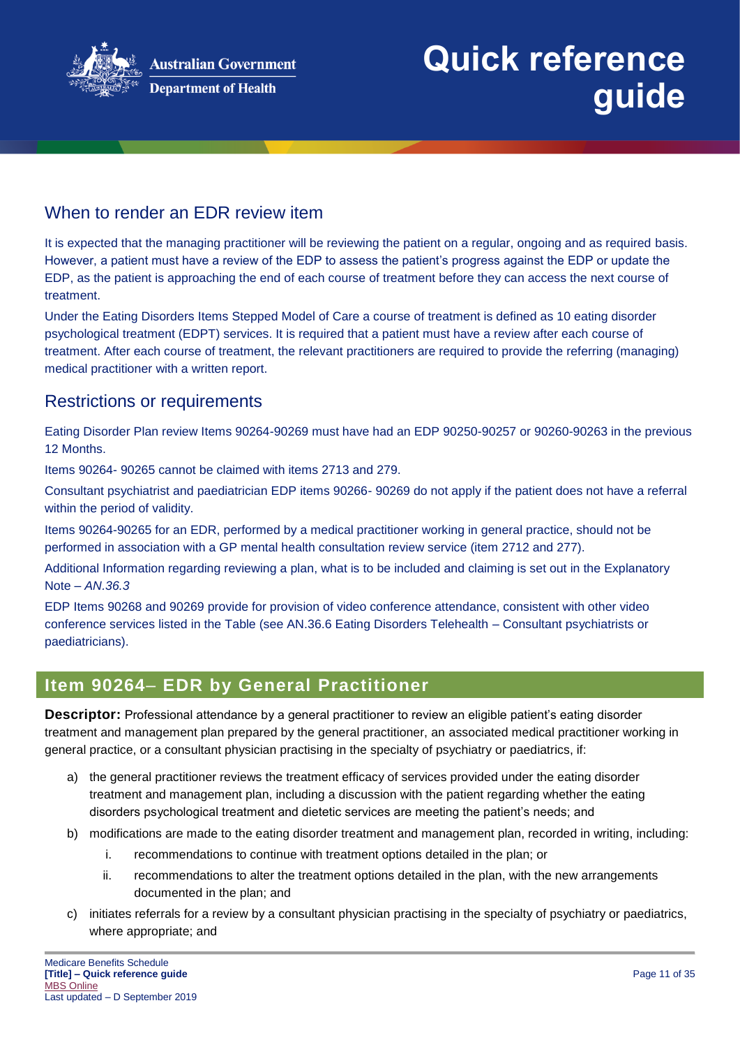## When to render an EDR review item

It is expected that the managing practitioner will be reviewing the patient on a regular, ongoing and as required basis. However, a patient must have a review of the EDP to assess the patient's progress against the EDP or update the EDP, as the patient is approaching the end of each course of treatment before they can access the next course of treatment.

Under the Eating Disorders Items Stepped Model of Care a course of treatment is defined as 10 eating disorder psychological treatment (EDPT) services. It is required that a patient must have a review after each course of treatment. After each course of treatment, the relevant practitioners are required to provide the referring (managing) medical practitioner with a written report.

## Restrictions or requirements

Eating Disorder Plan review Items 90264-90269 must have had an EDP 90250-90257 or 90260-90263 in the previous 12 Months.

Items 90264- 90265 cannot be claimed with items 2713 and 279.

Consultant psychiatrist and paediatrician EDP items 90266- 90269 do not apply if the patient does not have a referral within the period of validity.

Items 90264-90265 for an EDR, performed by a medical practitioner working in general practice, should not be performed in association with a GP mental health consultation review service (item 2712 and 277).

Additional Information regarding reviewing a plan, what is to be included and claiming is set out in the Explanatory Note – *AN.36.3*

EDP Items 90268 and 90269 provide for provision of video conference attendance, consistent with other video conference services listed in the Table (see AN.36.6 Eating Disorders Telehealth – Consultant psychiatrists or paediatricians).

## Item 90264– EDR by General Practitioner

**Descriptor:** Professional attendance by a general practitioner to review an eligible patient's eating disorder treatment and management plan prepared by the general practitioner, an associated medical practitioner working in general practice, or a consultant physician practising in the specialty of psychiatry or paediatrics, if:

a) the general practitioner reviews the treatment efficacy of services provided under the eating disorder treatment and management plan, including a discussion with the patient regarding whether the eating disorders psychological treatment and dietetic services are meeting the patient's needs; and
b) modifications are made to the eating disorder treatment and management plan, recorded in writing, including:
    i. recommendations to continue with treatment options detailed in the plan; or
    ii. recommendations to alter the treatment options detailed in the plan, with the new arrangements documented in the plan; and
c) initiates referrals for a review by a consultant physician practising in the specialty of psychiatry or paediatrics, where appropriate; and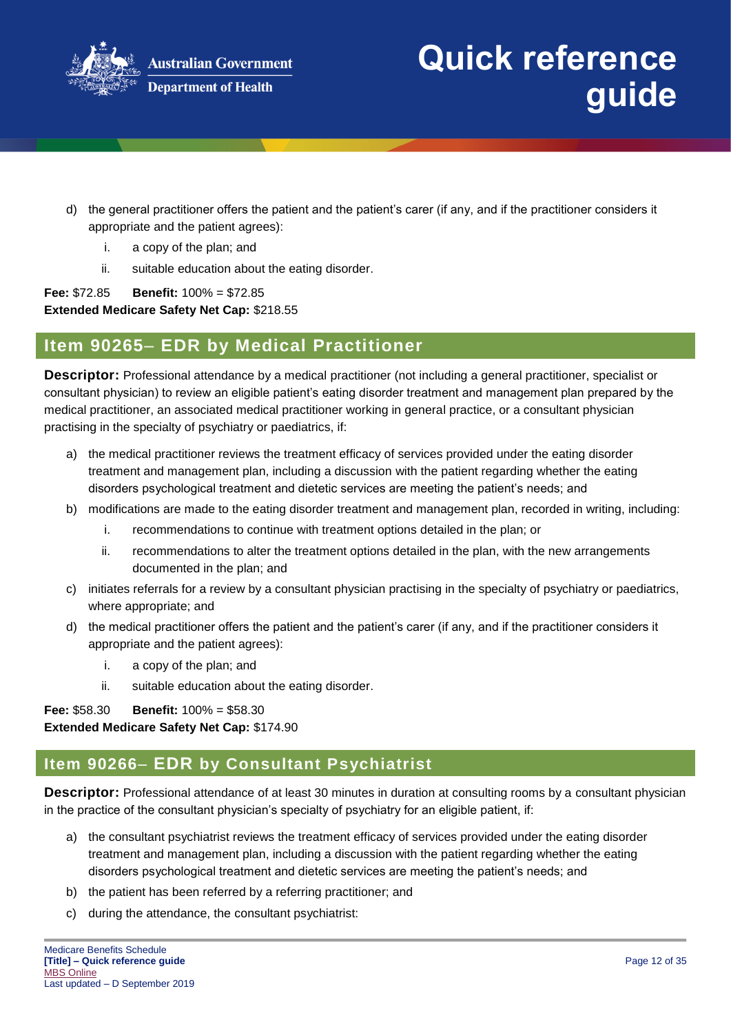d) the general practitioner offers the patient and the patient's carer (if any, and if the practitioner considers it appropriate and the patient agrees):

   i. a copy of the plan; and

   ii. suitable education about the eating disorder.

**Fee:** $72.85 **Benefit:** 100% = $72.85
**Extended Medicare Safety Net Cap:** $218.55

## Item 90265– EDR by Medical Practitioner

**Descriptor:** Professional attendance by a medical practitioner (not including a general practitioner, specialist or consultant physician) to review an eligible patient's eating disorder treatment and management plan prepared by the medical practitioner, an associated medical practitioner working in general practice, or a consultant physician practising in the specialty of psychiatry or paediatrics, if:

a) the medical practitioner reviews the treatment efficacy of services provided under the eating disorder treatment and management plan, including a discussion with the patient regarding whether the eating disorders psychological treatment and dietetic services are meeting the patient's needs; and

b) modifications are made to the eating disorder treatment and management plan, recorded in writing, including:

   i. recommendations to continue with treatment options detailed in the plan; or

   ii. recommendations to alter the treatment options detailed in the plan, with the new arrangements documented in the plan; and

c) initiates referrals for a review by a consultant physician practising in the specialty of psychiatry or paediatrics, where appropriate; and

d) the medical practitioner offers the patient and the patient's carer (if any, and if the practitioner considers it appropriate and the patient agrees):

   i. a copy of the plan; and

   ii. suitable education about the eating disorder.

**Fee:** $58.30 **Benefit:** 100% = $58.30
**Extended Medicare Safety Net Cap:** $174.90

## Item 90266– EDR by Consultant Psychiatrist

**Descriptor:** Professional attendance of at least 30 minutes in duration at consulting rooms by a consultant physician in the practice of the consultant physician's specialty of psychiatry for an eligible patient, if:

a) the consultant psychiatrist reviews the treatment efficacy of services provided under the eating disorder treatment and management plan, including a discussion with the patient regarding whether the eating disorders psychological treatment and dietetic services are meeting the patient's needs; and

b) the patient has been referred by a referring practitioner; and

c) during the attendance, the consultant psychiatrist: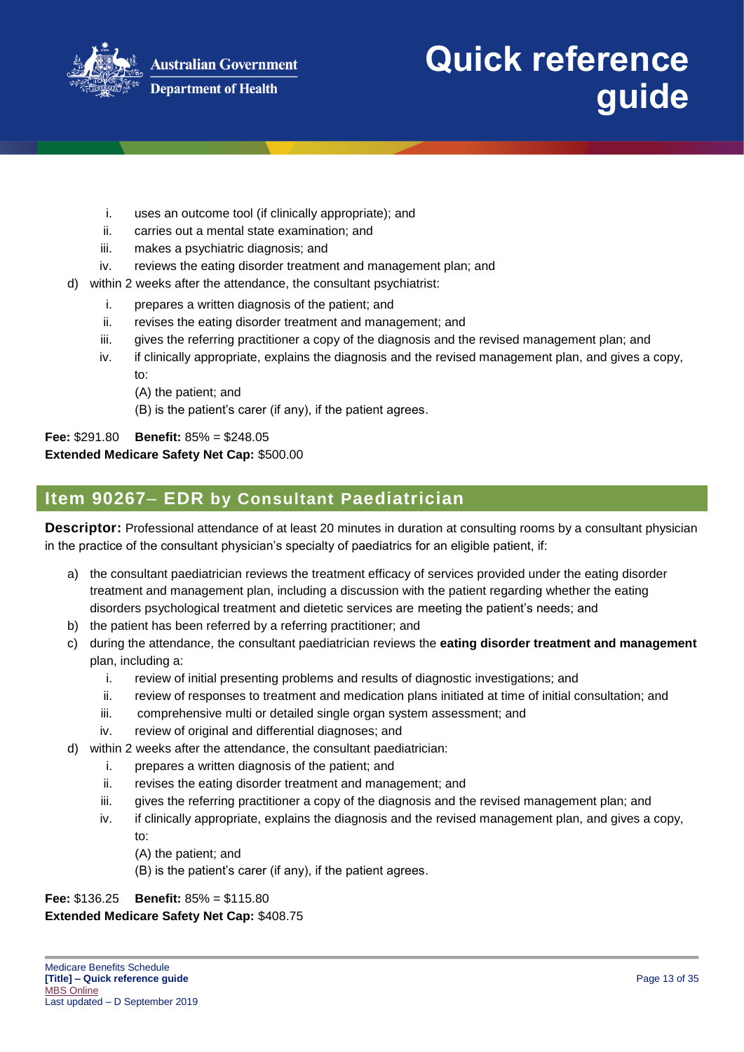i. uses an outcome tool (if clinically appropriate); and
   ii. carries out a mental state examination; and
   iii. makes a psychiatric diagnosis; and
   iv. reviews the eating disorder treatment and management plan; and

d) within 2 weeks after the attendance, the consultant psychiatrist:
   i. prepares a written diagnosis of the patient; and
   ii. revises the eating disorder treatment and management; and
   iii. gives the referring practitioner a copy of the diagnosis and the revised management plan; and
   iv. if clinically appropriate, explains the diagnosis and the revised management plan, and gives a copy, to:
      (A) the patient; and
      (B) is the patient's carer (if any), if the patient agrees.

**Fee:** $291.80 **Benefit:** 85% = $248.05
**Extended Medicare Safety Net Cap:** $500.00

## Item 90267– EDR by Consultant Paediatrician

**Descriptor:** Professional attendance of at least 20 minutes in duration at consulting rooms by a consultant physician in the practice of the consultant physician's specialty of paediatrics for an eligible patient, if:

a) the consultant paediatrician reviews the treatment efficacy of services provided under the eating disorder treatment and management plan, including a discussion with the patient regarding whether the eating disorders psychological treatment and dietetic services are meeting the patient's needs; and
b) the patient has been referred by a referring practitioner; and
c) during the attendance, the consultant paediatrician reviews the **eating disorder treatment and management** plan, including a:
   i. review of initial presenting problems and results of diagnostic investigations; and
   ii. review of responses to treatment and medication plans initiated at time of initial consultation; and
   iii. comprehensive multi or detailed single organ system assessment; and
   iv. review of original and differential diagnoses; and
d) within 2 weeks after the attendance, the consultant paediatrician:
   i. prepares a written diagnosis of the patient; and
   ii. revises the eating disorder treatment and management; and
   iii. gives the referring practitioner a copy of the diagnosis and the revised management plan; and
   iv. if clinically appropriate, explains the diagnosis and the revised management plan, and gives a copy, to:
      (A) the patient; and
      (B) is the patient's carer (if any), if the patient agrees.

**Fee:** $136.25 **Benefit:** 85% = $115.80
**Extended Medicare Safety Net Cap:** $408.75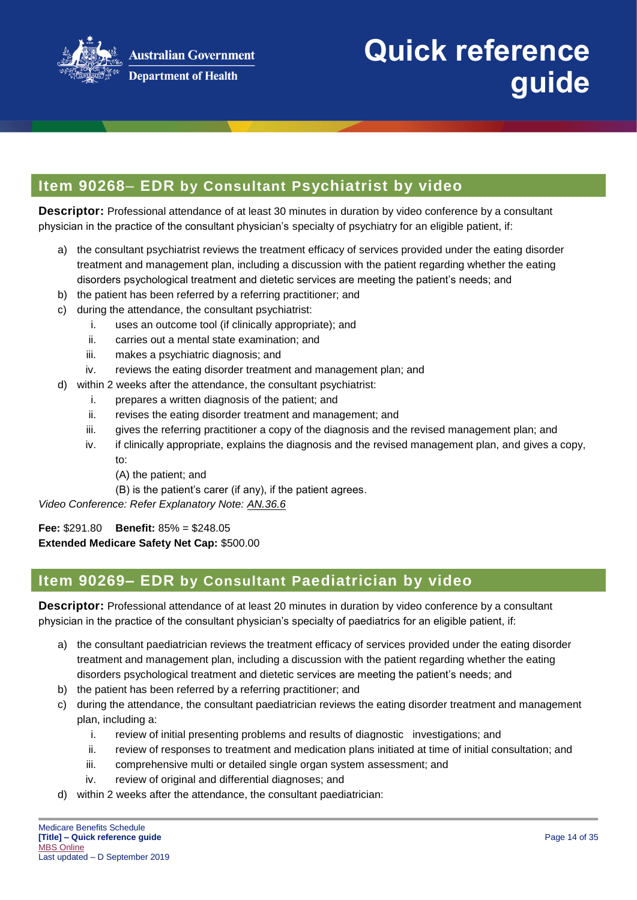## Item 90268– EDR by Consultant Psychiatrist by video

**Descriptor:** Professional attendance of at least 30 minutes in duration by video conference by a consultant physician in the practice of the consultant physician's specialty of psychiatry for an eligible patient, if:

a) the consultant psychiatrist reviews the treatment efficacy of services provided under the eating disorder treatment and management plan, including a discussion with the patient regarding whether the eating disorders psychological treatment and dietetic services are meeting the patient's needs; and
b) the patient has been referred by a referring practitioner; and
c) during the attendance, the consultant psychiatrist:
    i. uses an outcome tool (if clinically appropriate); and
    ii. carries out a mental state examination; and
    iii. makes a psychiatric diagnosis; and
    iv. reviews the eating disorder treatment and management plan; and
d) within 2 weeks after the attendance, the consultant psychiatrist:
    i. prepares a written diagnosis of the patient; and
    ii. revises the eating disorder treatment and management; and
    iii. gives the referring practitioner a copy of the diagnosis and the revised management plan; and
    iv. if clinically appropriate, explains the diagnosis and the revised management plan, and gives a copy, to:
        (A) the patient; and
        (B) is the patient's carer (if any), if the patient agrees.

*Video Conference: Refer Explanatory Note: AN.36.6*

**Fee:** $291.80 **Benefit:** 85% = $248.05
**Extended Medicare Safety Net Cap:** $500.00

## Item 90269– EDR by Consultant Paediatrician by video

**Descriptor:** Professional attendance of at least 20 minutes in duration by video conference by a consultant physician in the practice of the consultant physician's specialty of paediatrics for an eligible patient, if:

a) the consultant paediatrician reviews the treatment efficacy of services provided under the eating disorder treatment and management plan, including a discussion with the patient regarding whether the eating disorders psychological treatment and dietetic services are meeting the patient's needs; and
b) the patient has been referred by a referring practitioner; and
c) during the attendance, the consultant paediatrician reviews the eating disorder treatment and management plan, including a:
    i. review of initial presenting problems and results of diagnostic investigations; and
    ii. review of responses to treatment and medication plans initiated at time of initial consultation; and
    iii. comprehensive multi or detailed single organ system assessment; and
    iv. review of original and differential diagnoses; and
d) within 2 weeks after the attendance, the consultant paediatrician: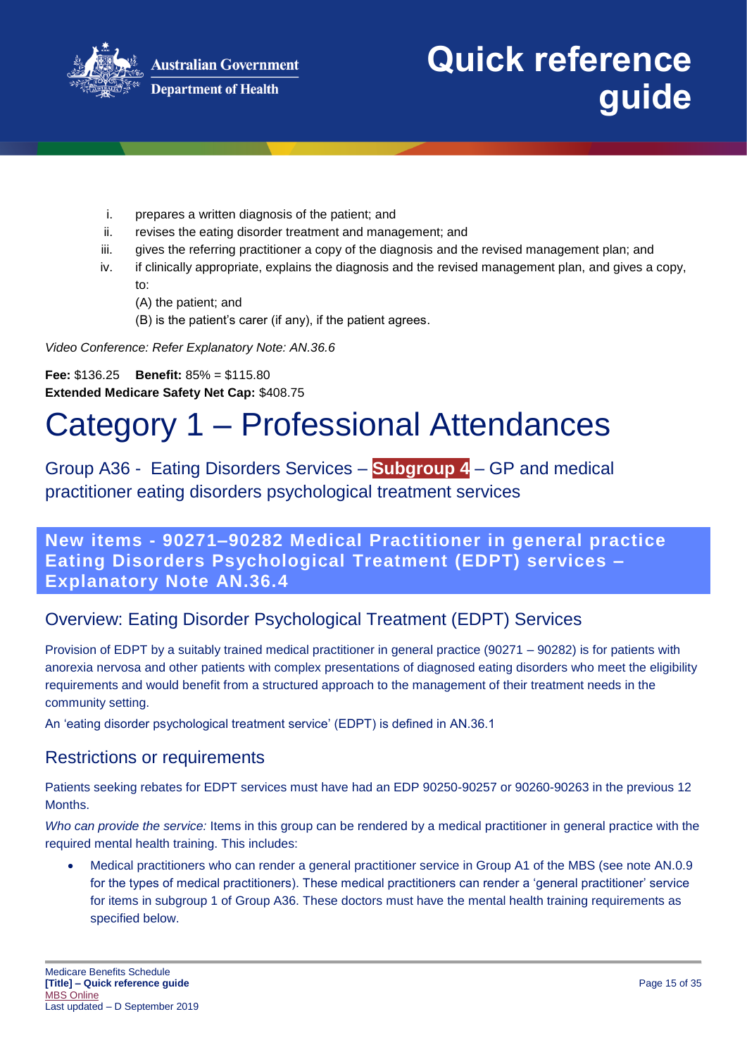i. prepares a written diagnosis of the patient; and
ii. revises the eating disorder treatment and management; and
iii. gives the referring practitioner a copy of the diagnosis and the revised management plan; and
iv. if clinically appropriate, explains the diagnosis and the revised management plan, and gives a copy, to:
   (A) the patient; and
   (B) is the patient's carer (if any), if the patient agrees.

*Video Conference: Refer Explanatory Note: AN.36.6*

**Fee:** $136.25 **Benefit:** 85% = $115.80
**Extended Medicare Safety Net Cap:** $408.75

# Category 1 – Professional Attendances

## Group A36 - Eating Disorders Services – **Subgroup 4** – GP and medical practitioner eating disorders psychological treatment services

### New items - 90271–90282 Medical Practitioner in general practice Eating Disorders Psychological Treatment (EDPT) services – Explanatory Note AN.36.4

### Overview: Eating Disorder Psychological Treatment (EDPT) Services

Provision of EDPT by a suitably trained medical practitioner in general practice (90271 – 90282) is for patients with anorexia nervosa and other patients with complex presentations of diagnosed eating disorders who meet the eligibility requirements and would benefit from a structured approach to the management of their treatment needs in the community setting.

An 'eating disorder psychological treatment service' (EDPT) is defined in AN.36.1

### Restrictions or requirements

Patients seeking rebates for EDPT services must have had an EDP 90250-90257 or 90260-90263 in the previous 12 Months.

*Who can provide the service:* Items in this group can be rendered by a medical practitioner in general practice with the required mental health training. This includes:

- Medical practitioners who can render a general practitioner service in Group A1 of the MBS (see note AN.0.9 for the types of medical practitioners). These medical practitioners can render a 'general practitioner' service for items in subgroup 1 of Group A36. These doctors must have the mental health training requirements as specified below.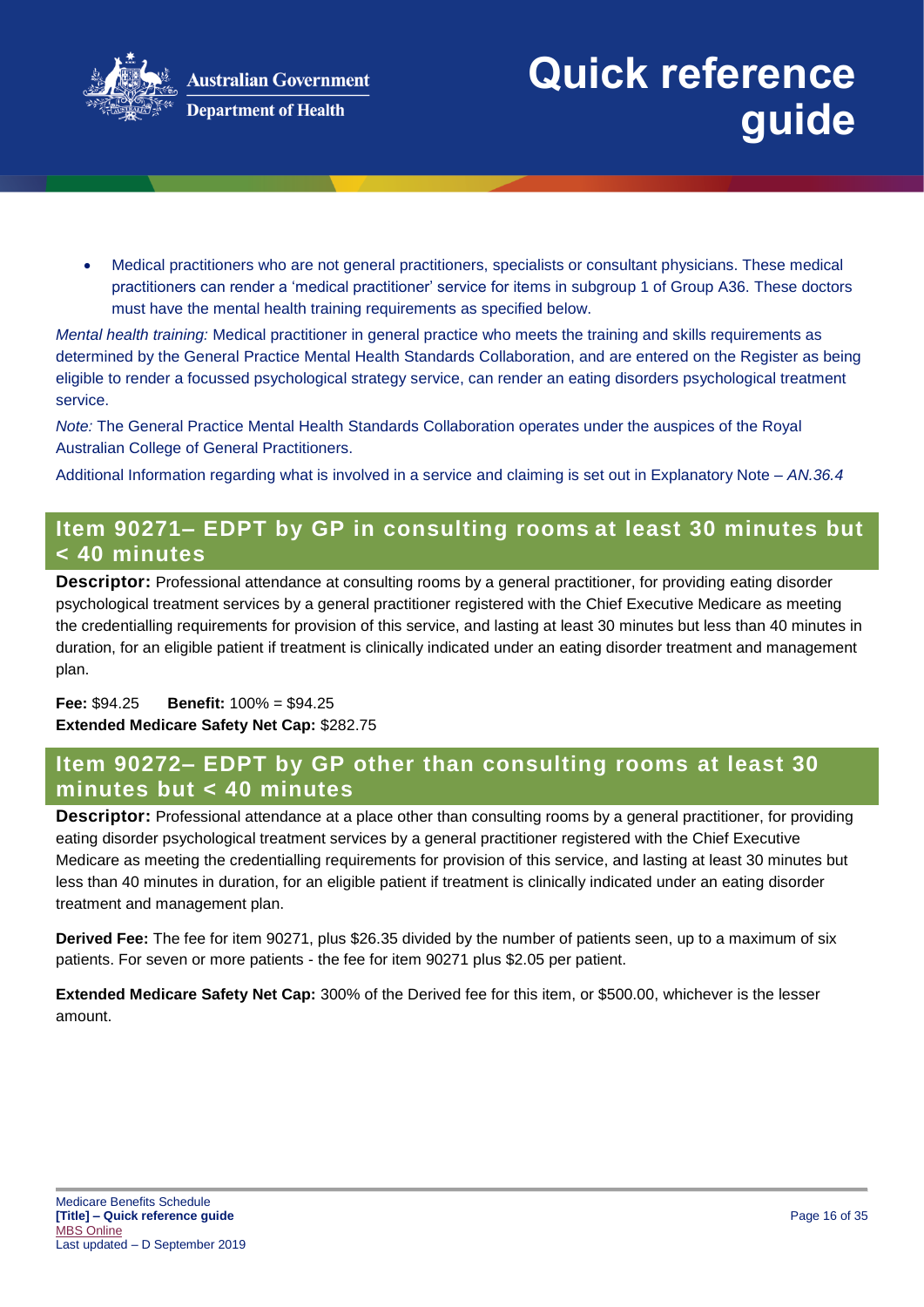- Medical practitioners who are not general practitioners, specialists or consultant physicians. These medical practitioners can render a 'medical practitioner' service for items in subgroup 1 of Group A36. These doctors must have the mental health training requirements as specified below.

*Mental health training:* Medical practitioner in general practice who meets the training and skills requirements as determined by the General Practice Mental Health Standards Collaboration, and are entered on the Register as being eligible to render a focussed psychological strategy service, can render an eating disorders psychological treatment service.

*Note:* The General Practice Mental Health Standards Collaboration operates under the auspices of the Royal Australian College of General Practitioners.

Additional Information regarding what is involved in a service and claiming is set out in Explanatory Note – *AN.36.4*

## Item 90271– EDPT by GP in consulting rooms at least 30 minutes but < 40 minutes

**Descriptor:** Professional attendance at consulting rooms by a general practitioner, for providing eating disorder psychological treatment services by a general practitioner registered with the Chief Executive Medicare as meeting the credentialling requirements for provision of this service, and lasting at least 30 minutes but less than 40 minutes in duration, for an eligible patient if treatment is clinically indicated under an eating disorder treatment and management plan.

**Fee:** $94.25 **Benefit:** 100% = $94.25
**Extended Medicare Safety Net Cap:** $282.75

## Item 90272– EDPT by GP other than consulting rooms at least 30 minutes but < 40 minutes

**Descriptor:** Professional attendance at a place other than consulting rooms by a general practitioner, for providing eating disorder psychological treatment services by a general practitioner registered with the Chief Executive Medicare as meeting the credentialling requirements for provision of this service, and lasting at least 30 minutes but less than 40 minutes in duration, for an eligible patient if treatment is clinically indicated under an eating disorder treatment and management plan.

**Derived Fee:** The fee for item 90271, plus $26.35 divided by the number of patients seen, up to a maximum of six patients. For seven or more patients - the fee for item 90271 plus $2.05 per patient.

**Extended Medicare Safety Net Cap:** 300% of the Derived fee for this item, or $500.00, whichever is the lesser amount.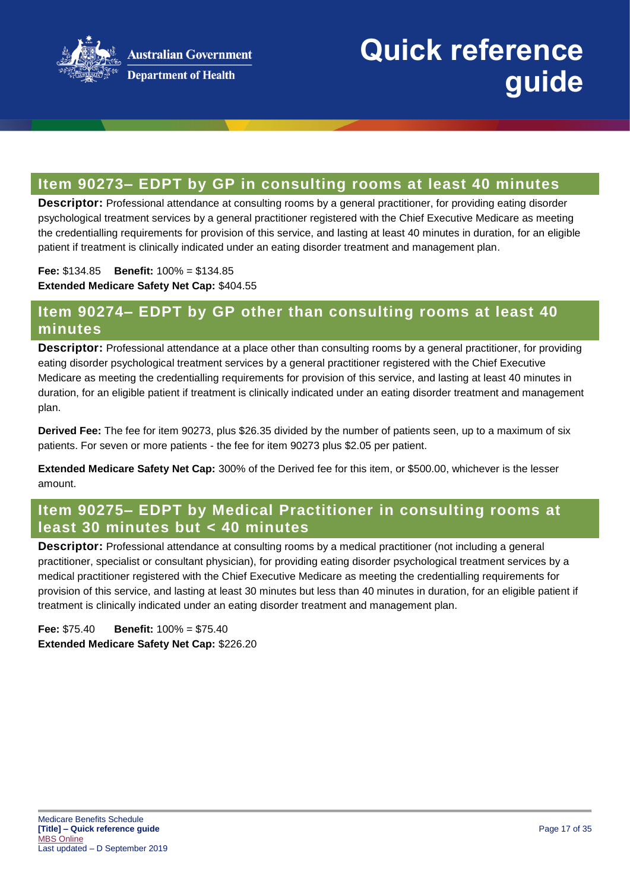## Item 90273– EDPT by GP in consulting rooms at least 40 minutes

**Descriptor:** Professional attendance at consulting rooms by a general practitioner, for providing eating disorder psychological treatment services by a general practitioner registered with the Chief Executive Medicare as meeting the credentialling requirements for provision of this service, and lasting at least 40 minutes in duration, for an eligible patient if treatment is clinically indicated under an eating disorder treatment and management plan.

**Fee:** $134.85 **Benefit:** 100% = $134.85
**Extended Medicare Safety Net Cap:** $404.55

## Item 90274– EDPT by GP other than consulting rooms at least 40 minutes

**Descriptor:** Professional attendance at a place other than consulting rooms by a general practitioner, for providing eating disorder psychological treatment services by a general practitioner registered with the Chief Executive Medicare as meeting the credentialling requirements for provision of this service, and lasting at least 40 minutes in duration, for an eligible patient if treatment is clinically indicated under an eating disorder treatment and management plan.

**Derived Fee:** The fee for item 90273, plus $26.35 divided by the number of patients seen, up to a maximum of six patients. For seven or more patients - the fee for item 90273 plus $2.05 per patient.

**Extended Medicare Safety Net Cap:** 300% of the Derived fee for this item, or $500.00, whichever is the lesser amount.

## Item 90275– EDPT by Medical Practitioner in consulting rooms at least 30 minutes but < 40 minutes

**Descriptor:** Professional attendance at consulting rooms by a medical practitioner (not including a general practitioner, specialist or consultant physician), for providing eating disorder psychological treatment services by a medical practitioner registered with the Chief Executive Medicare as meeting the credentialling requirements for provision of this service, and lasting at least 30 minutes but less than 40 minutes in duration, for an eligible patient if treatment is clinically indicated under an eating disorder treatment and management plan.

**Fee:** $75.40 **Benefit:** 100% = $75.40
**Extended Medicare Safety Net Cap:** $226.20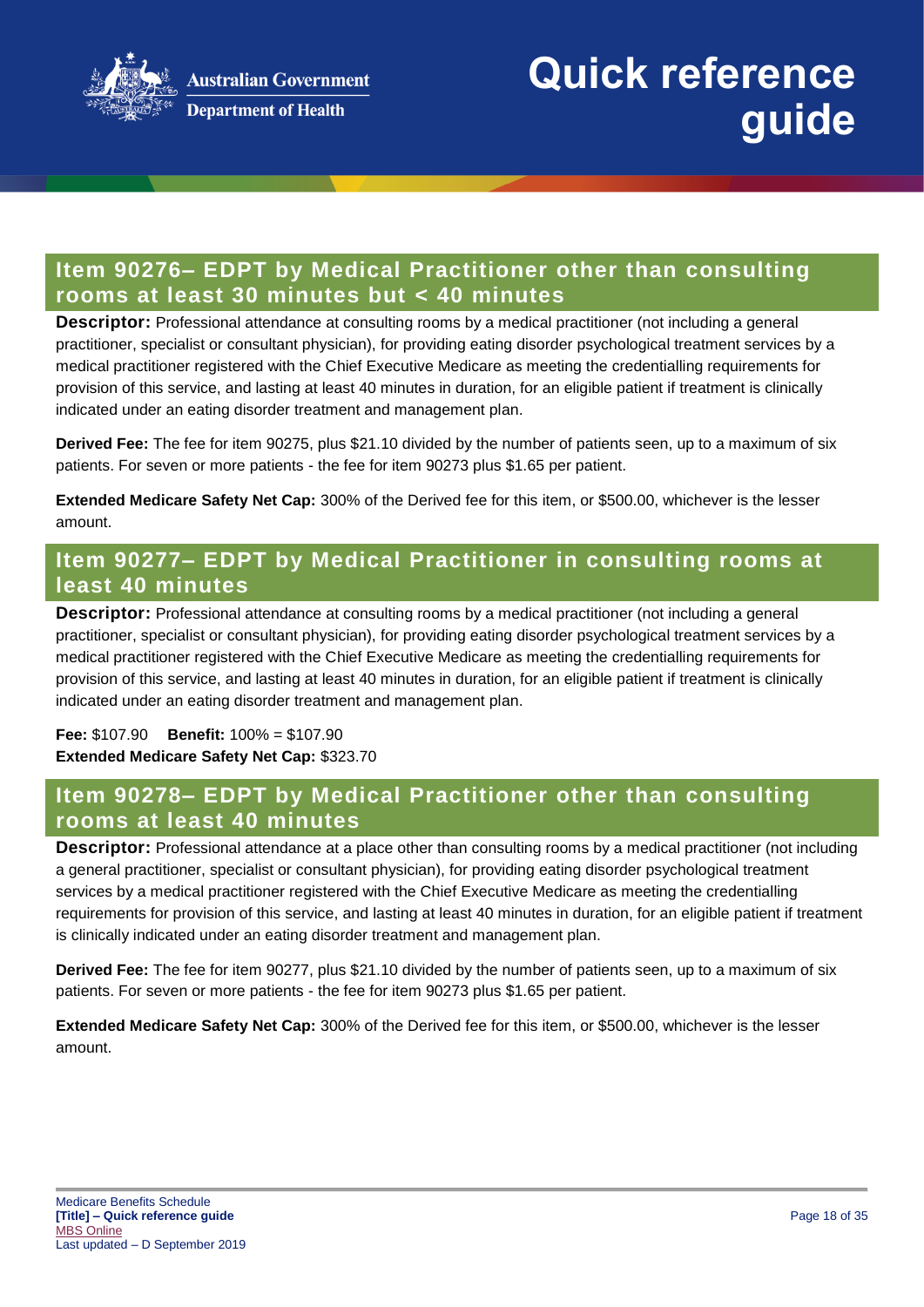## Item 90276– EDPT by Medical Practitioner other than consulting rooms at least 30 minutes but < 40 minutes

**Descriptor:** Professional attendance at consulting rooms by a medical practitioner (not including a general practitioner, specialist or consultant physician), for providing eating disorder psychological treatment services by a medical practitioner registered with the Chief Executive Medicare as meeting the credentialling requirements for provision of this service, and lasting at least 40 minutes in duration, for an eligible patient if treatment is clinically indicated under an eating disorder treatment and management plan.

**Derived Fee:** The fee for item 90275, plus $21.10 divided by the number of patients seen, up to a maximum of six patients. For seven or more patients - the fee for item 90273 plus $1.65 per patient.

**Extended Medicare Safety Net Cap:** 300% of the Derived fee for this item, or $500.00, whichever is the lesser amount.

## Item 90277– EDPT by Medical Practitioner in consulting rooms at least 40 minutes

**Descriptor:** Professional attendance at consulting rooms by a medical practitioner (not including a general practitioner, specialist or consultant physician), for providing eating disorder psychological treatment services by a medical practitioner registered with the Chief Executive Medicare as meeting the credentialling requirements for provision of this service, and lasting at least 40 minutes in duration, for an eligible patient if treatment is clinically indicated under an eating disorder treatment and management plan.

**Fee:** $107.90 **Benefit:** 100% = $107.90
**Extended Medicare Safety Net Cap:** $323.70

## Item 90278– EDPT by Medical Practitioner other than consulting rooms at least 40 minutes

**Descriptor:** Professional attendance at a place other than consulting rooms by a medical practitioner (not including a general practitioner, specialist or consultant physician), for providing eating disorder psychological treatment services by a medical practitioner registered with the Chief Executive Medicare as meeting the credentialling requirements for provision of this service, and lasting at least 40 minutes in duration, for an eligible patient if treatment is clinically indicated under an eating disorder treatment and management plan.

**Derived Fee:** The fee for item 90277, plus $21.10 divided by the number of patients seen, up to a maximum of six patients. For seven or more patients - the fee for item 90273 plus $1.65 per patient.

**Extended Medicare Safety Net Cap:** 300% of the Derived fee for this item, or $500.00, whichever is the lesser amount.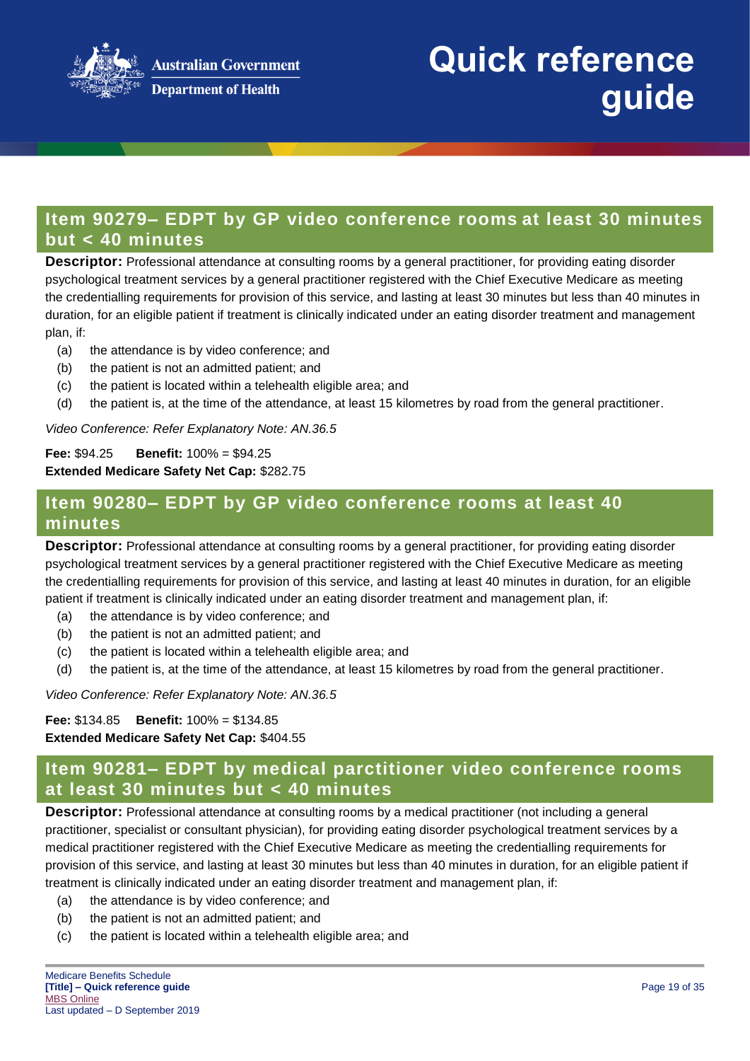## Item 90279– EDPT by GP video conference rooms at least 30 minutes but < 40 minutes

**Descriptor:** Professional attendance at consulting rooms by a general practitioner, for providing eating disorder psychological treatment services by a general practitioner registered with the Chief Executive Medicare as meeting the credentialling requirements for provision of this service, and lasting at least 30 minutes but less than 40 minutes in duration, for an eligible patient if treatment is clinically indicated under an eating disorder treatment and management plan, if:

- (a) the attendance is by video conference; and
- (b) the patient is not an admitted patient; and
- (c) the patient is located within a telehealth eligible area; and
- (d) the patient is, at the time of the attendance, at least 15 kilometres by road from the general practitioner.

*Video Conference: Refer Explanatory Note: AN.36.5*

**Fee:** $94.25 **Benefit:** 100% = $94.25
**Extended Medicare Safety Net Cap:** $282.75

## Item 90280– EDPT by GP video conference rooms at least 40 minutes

**Descriptor:** Professional attendance at consulting rooms by a general practitioner, for providing eating disorder psychological treatment services by a general practitioner registered with the Chief Executive Medicare as meeting the credentialling requirements for provision of this service, and lasting at least 40 minutes in duration, for an eligible patient if treatment is clinically indicated under an eating disorder treatment and management plan, if:

- (a) the attendance is by video conference; and
- (b) the patient is not an admitted patient; and
- (c) the patient is located within a telehealth eligible area; and
- (d) the patient is, at the time of the attendance, at least 15 kilometres by road from the general practitioner.

*Video Conference: Refer Explanatory Note: AN.36.5*

**Fee:** $134.85 **Benefit:** 100% = $134.85
**Extended Medicare Safety Net Cap:** $404.55

## Item 90281– EDPT by medical parctitioner video conference rooms at least 30 minutes but < 40 minutes

**Descriptor:** Professional attendance at consulting rooms by a medical practitioner (not including a general practitioner, specialist or consultant physician), for providing eating disorder psychological treatment services by a medical practitioner registered with the Chief Executive Medicare as meeting the credentialling requirements for provision of this service, and lasting at least 30 minutes but less than 40 minutes in duration, for an eligible patient if treatment is clinically indicated under an eating disorder treatment and management plan, if:

- (a) the attendance is by video conference; and
- (b) the patient is not an admitted patient; and
- (c) the patient is located within a telehealth eligible area; and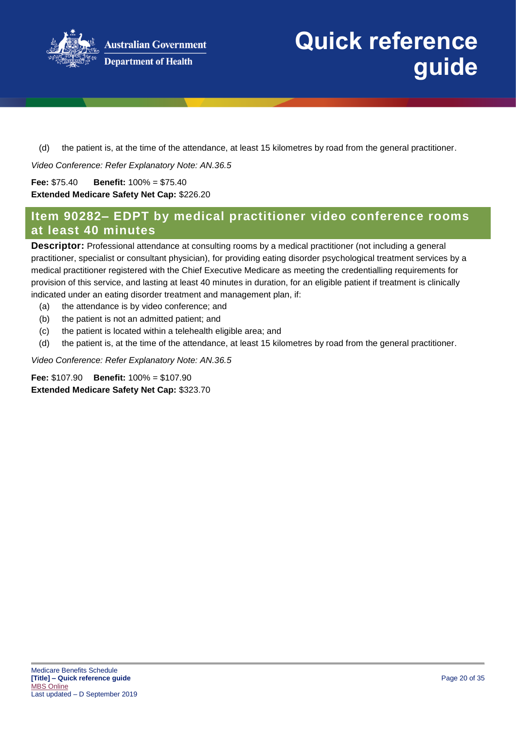(d) the patient is, at the time of the attendance, at least 15 kilometres by road from the general practitioner.

*Video Conference: Refer Explanatory Note: AN.36.5*

**Fee:** $75.40 **Benefit:** 100% = $75.40
**Extended Medicare Safety Net Cap:** $226.20

## Item 90282– EDPT by medical practitioner video conference rooms at least 40 minutes

**Descriptor:** Professional attendance at consulting rooms by a medical practitioner (not including a general practitioner, specialist or consultant physician), for providing eating disorder psychological treatment services by a medical practitioner registered with the Chief Executive Medicare as meeting the credentialling requirements for provision of this service, and lasting at least 40 minutes in duration, for an eligible patient if treatment is clinically indicated under an eating disorder treatment and management plan, if:

(a) the attendance is by video conference; and
(b) the patient is not an admitted patient; and
(c) the patient is located within a telehealth eligible area; and
(d) the patient is, at the time of the attendance, at least 15 kilometres by road from the general practitioner.

*Video Conference: Refer Explanatory Note: AN.36.5*

**Fee:** $107.90 **Benefit:** 100% = $107.90
**Extended Medicare Safety Net Cap:** $323.70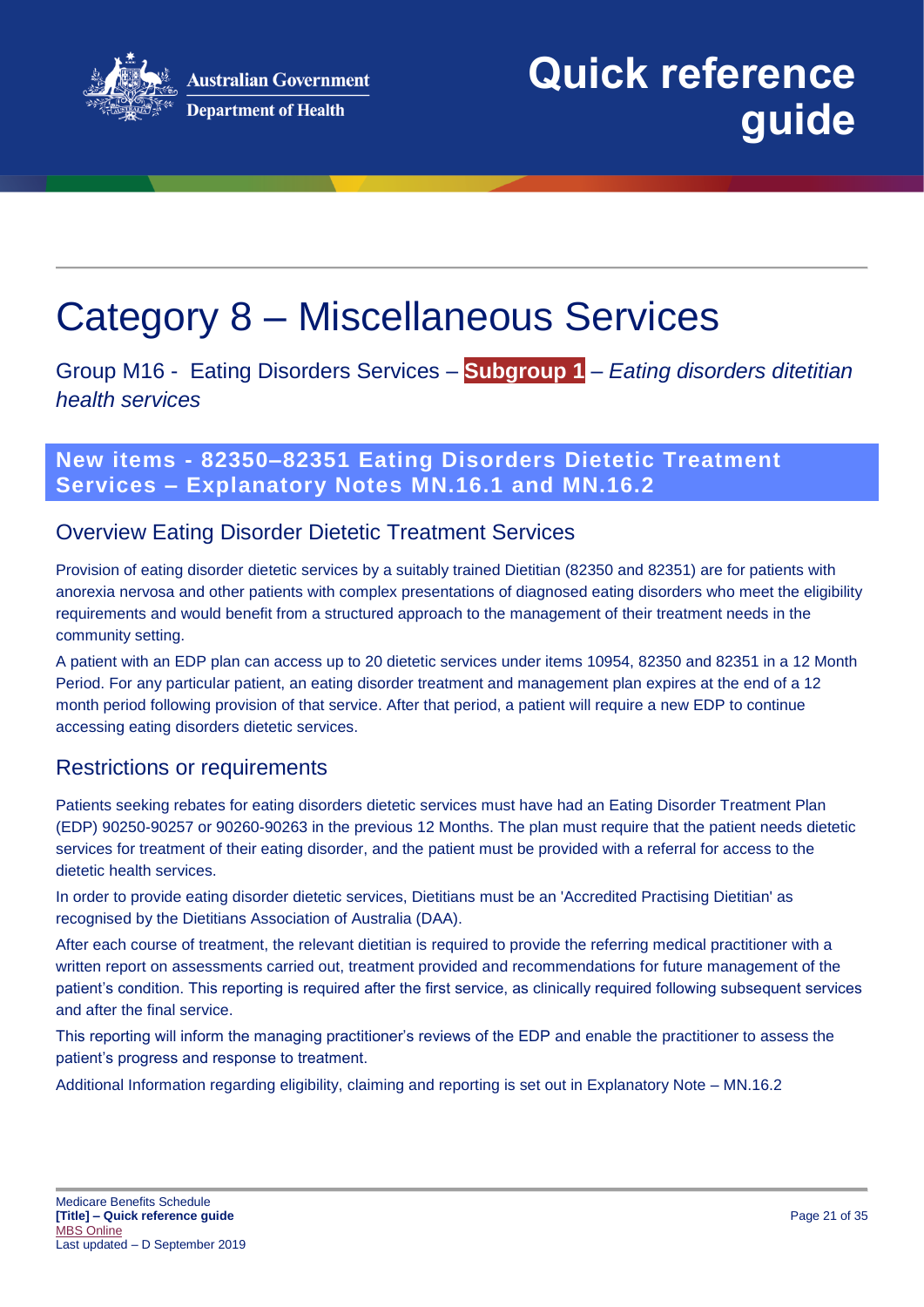# Category 8 – Miscellaneous Services

Group M16 - Eating Disorders Services – **Subgroup 1** – *Eating disorders ditetitian health services*

## New items - 82350–82351 Eating Disorders Dietetic Treatment Services – Explanatory Notes MN.16.1 and MN.16.2

### Overview Eating Disorder Dietetic Treatment Services

Provision of eating disorder dietetic services by a suitably trained Dietitian (82350 and 82351) are for patients with anorexia nervosa and other patients with complex presentations of diagnosed eating disorders who meet the eligibility requirements and would benefit from a structured approach to the management of their treatment needs in the community setting.

A patient with an EDP plan can access up to 20 dietetic services under items 10954, 82350 and 82351 in a 12 Month Period. For any particular patient, an eating disorder treatment and management plan expires at the end of a 12 month period following provision of that service. After that period, a patient will require a new EDP to continue accessing eating disorders dietetic services.

### Restrictions or requirements

Patients seeking rebates for eating disorders dietetic services must have had an Eating Disorder Treatment Plan (EDP) 90250-90257 or 90260-90263 in the previous 12 Months. The plan must require that the patient needs dietetic services for treatment of their eating disorder, and the patient must be provided with a referral for access to the dietetic health services.

In order to provide eating disorder dietetic services, Dietitians must be an 'Accredited Practising Dietitian' as recognised by the Dietitians Association of Australia (DAA).

After each course of treatment, the relevant dietitian is required to provide the referring medical practitioner with a written report on assessments carried out, treatment provided and recommendations for future management of the patient's condition. This reporting is required after the first service, as clinically required following subsequent services and after the final service.

This reporting will inform the managing practitioner's reviews of the EDP and enable the practitioner to assess the patient's progress and response to treatment.

Additional Information regarding eligibility, claiming and reporting is set out in Explanatory Note – MN.16.2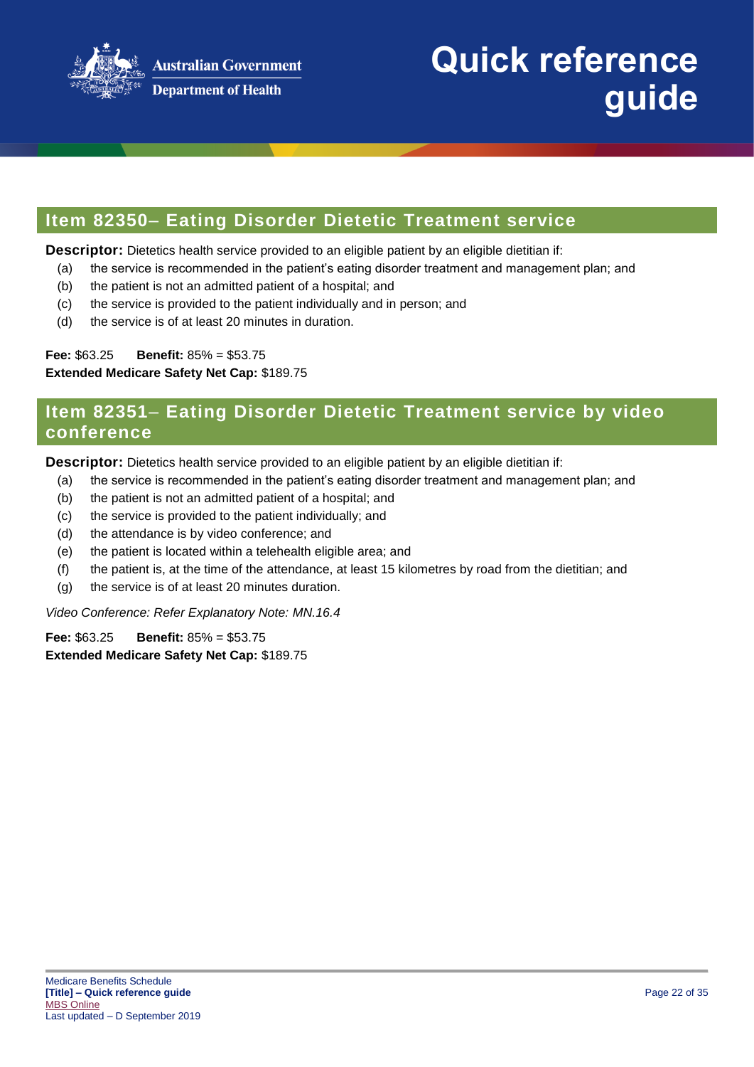## Item 82350– Eating Disorder Dietetic Treatment service

**Descriptor:** Dietetics health service provided to an eligible patient by an eligible dietitian if:

- (a) the service is recommended in the patient's eating disorder treatment and management plan; and
- (b) the patient is not an admitted patient of a hospital; and
- (c) the service is provided to the patient individually and in person; and
- (d) the service is of at least 20 minutes in duration.

**Fee:** $63.25 **Benefit:** 85% = $53.75
**Extended Medicare Safety Net Cap:** $189.75

## Item 82351– Eating Disorder Dietetic Treatment service by video conference

**Descriptor:** Dietetics health service provided to an eligible patient by an eligible dietitian if:

- (a) the service is recommended in the patient's eating disorder treatment and management plan; and
- (b) the patient is not an admitted patient of a hospital; and
- (c) the service is provided to the patient individually; and
- (d) the attendance is by video conference; and
- (e) the patient is located within a telehealth eligible area; and
- (f) the patient is, at the time of the attendance, at least 15 kilometres by road from the dietitian; and
- (g) the service is of at least 20 minutes duration.

*Video Conference: Refer Explanatory Note: MN.16.4*

**Fee:** $63.25 **Benefit:** 85% = $53.75
**Extended Medicare Safety Net Cap:** $189.75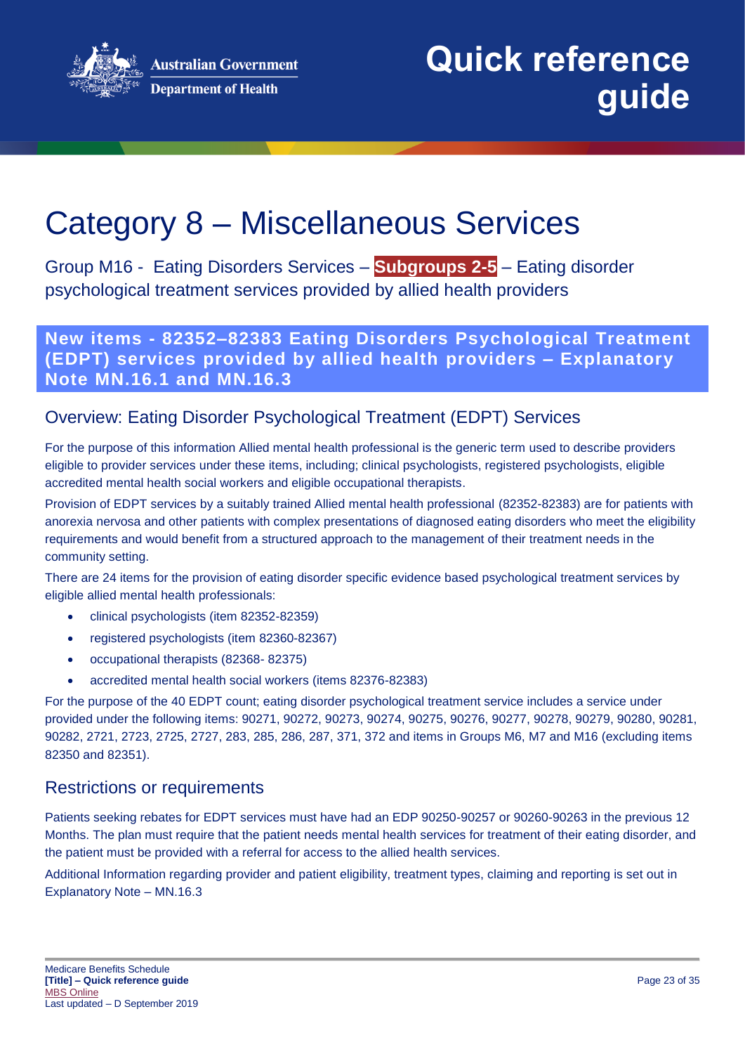# Category 8 – Miscellaneous Services

Group M16 - Eating Disorders Services – **Subgroups 2-5** – Eating disorder psychological treatment services provided by allied health providers

## New items - 82352–82383 Eating Disorders Psychological Treatment (EDPT) services provided by allied health providers – Explanatory Note MN.16.1 and MN.16.3

### Overview: Eating Disorder Psychological Treatment (EDPT) Services

For the purpose of this information Allied mental health professional is the generic term used to describe providers eligible to provider services under these items, including; clinical psychologists, registered psychologists, eligible accredited mental health social workers and eligible occupational therapists.

Provision of EDPT services by a suitably trained Allied mental health professional (82352-82383) are for patients with anorexia nervosa and other patients with complex presentations of diagnosed eating disorders who meet the eligibility requirements and would benefit from a structured approach to the management of their treatment needs in the community setting.

There are 24 items for the provision of eating disorder specific evidence based psychological treatment services by eligible allied mental health professionals:

- clinical psychologists (item 82352-82359)
- registered psychologists (item 82360-82367)
- occupational therapists (82368- 82375)
- accredited mental health social workers (items 82376-82383)

For the purpose of the 40 EDPT count; eating disorder psychological treatment service includes a service under provided under the following items: 90271, 90272, 90273, 90274, 90275, 90276, 90277, 90278, 90279, 90280, 90281, 90282, 2721, 2723, 2725, 2727, 283, 285, 286, 287, 371, 372 and items in Groups M6, M7 and M16 (excluding items 82350 and 82351).

### Restrictions or requirements

Patients seeking rebates for EDPT services must have had an EDP 90250-90257 or 90260-90263 in the previous 12 Months. The plan must require that the patient needs mental health services for treatment of their eating disorder, and the patient must be provided with a referral for access to the allied health services.

Additional Information regarding provider and patient eligibility, treatment types, claiming and reporting is set out in Explanatory Note – MN.16.3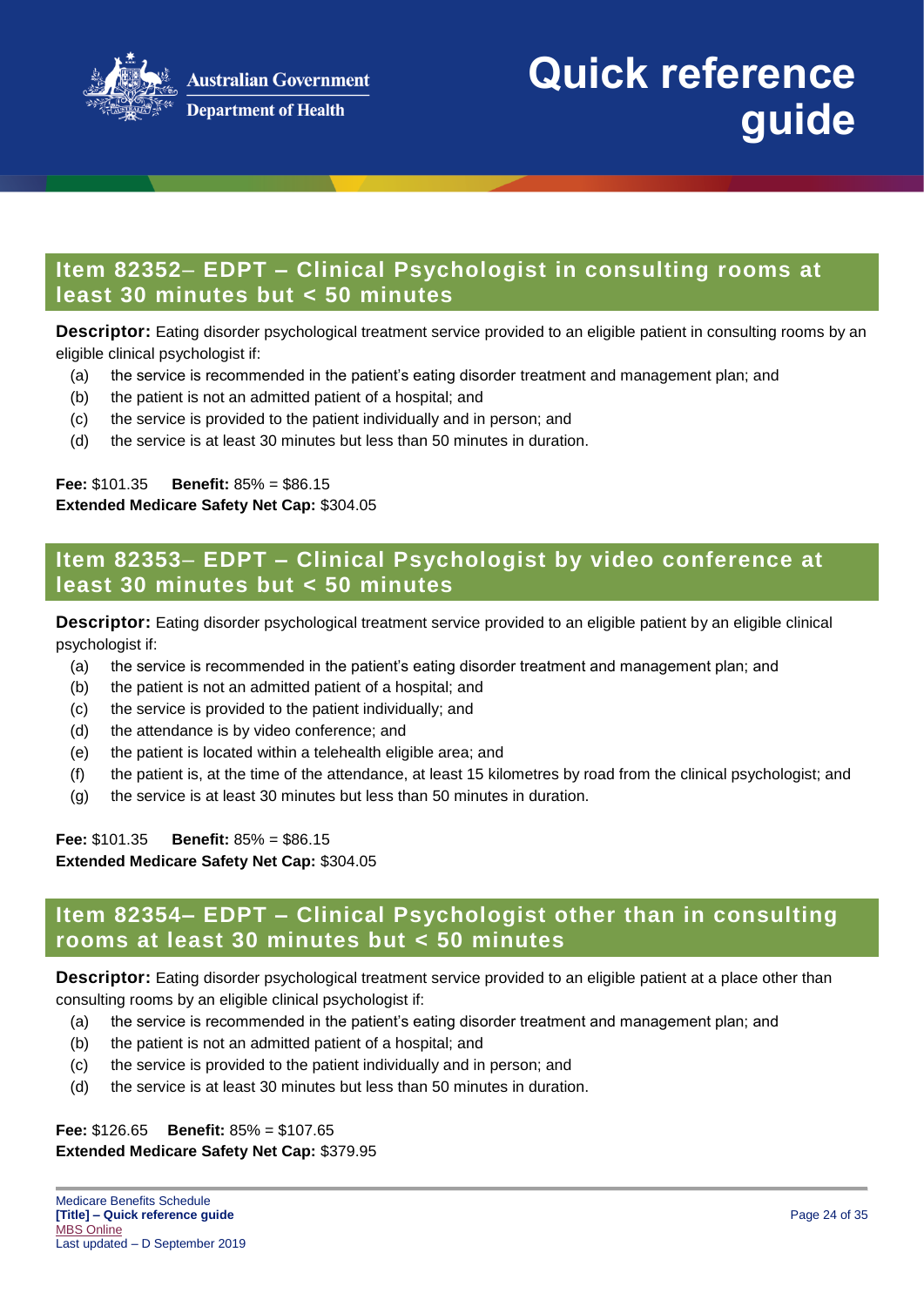## Item 82352– EDPT – Clinical Psychologist in consulting rooms at least 30 minutes but < 50 minutes

**Descriptor:** Eating disorder psychological treatment service provided to an eligible patient in consulting rooms by an eligible clinical psychologist if:

(a) the service is recommended in the patient's eating disorder treatment and management plan; and
(b) the patient is not an admitted patient of a hospital; and
(c) the service is provided to the patient individually and in person; and
(d) the service is at least 30 minutes but less than 50 minutes in duration.

**Fee:** $101.35 **Benefit:** 85% = $86.15
**Extended Medicare Safety Net Cap:** $304.05

## Item 82353– EDPT – Clinical Psychologist by video conference at least 30 minutes but < 50 minutes

**Descriptor:** Eating disorder psychological treatment service provided to an eligible patient by an eligible clinical psychologist if:

(a) the service is recommended in the patient's eating disorder treatment and management plan; and
(b) the patient is not an admitted patient of a hospital; and
(c) the service is provided to the patient individually; and
(d) the attendance is by video conference; and
(e) the patient is located within a telehealth eligible area; and
(f) the patient is, at the time of the attendance, at least 15 kilometres by road from the clinical psychologist; and
(g) the service is at least 30 minutes but less than 50 minutes in duration.

**Fee:** $101.35 **Benefit:** 85% = $86.15
**Extended Medicare Safety Net Cap:** $304.05

## Item 82354– EDPT – Clinical Psychologist other than in consulting rooms at least 30 minutes but < 50 minutes

**Descriptor:** Eating disorder psychological treatment service provided to an eligible patient at a place other than consulting rooms by an eligible clinical psychologist if:

(a) the service is recommended in the patient's eating disorder treatment and management plan; and
(b) the patient is not an admitted patient of a hospital; and
(c) the service is provided to the patient individually and in person; and
(d) the service is at least 30 minutes but less than 50 minutes in duration.

**Fee:** $126.65 **Benefit:** 85% = $107.65
**Extended Medicare Safety Net Cap:** $379.95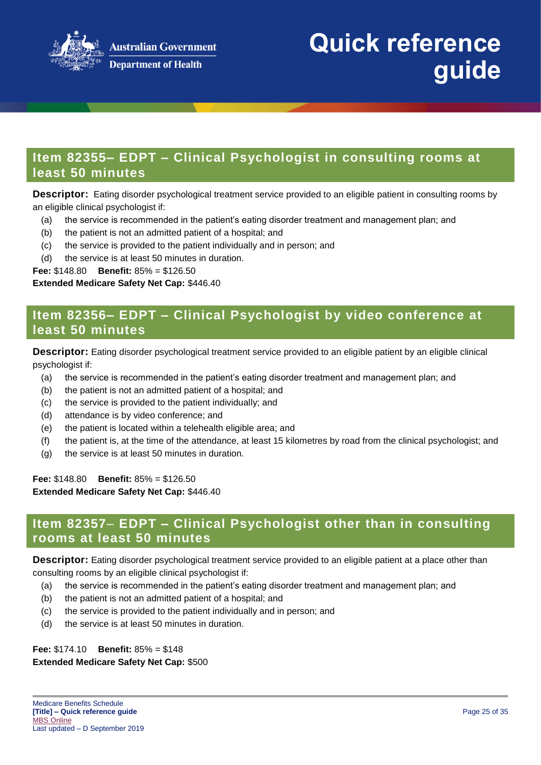## Item 82355– EDPT – Clinical Psychologist in consulting rooms at least 50 minutes

**Descriptor:** Eating disorder psychological treatment service provided to an eligible patient in consulting rooms by an eligible clinical psychologist if:

- (a) the service is recommended in the patient's eating disorder treatment and management plan; and
- (b) the patient is not an admitted patient of a hospital; and
- (c) the service is provided to the patient individually and in person; and
- (d) the service is at least 50 minutes in duration.

**Fee:** $148.80 **Benefit:** 85% = $126.50
**Extended Medicare Safety Net Cap:** $446.40

## Item 82356– EDPT – Clinical Psychologist by video conference at least 50 minutes

**Descriptor:** Eating disorder psychological treatment service provided to an eligible patient by an eligible clinical psychologist if:

- (a) the service is recommended in the patient's eating disorder treatment and management plan; and
- (b) the patient is not an admitted patient of a hospital; and
- (c) the service is provided to the patient individually; and
- (d) attendance is by video conference; and
- (e) the patient is located within a telehealth eligible area; and
- (f) the patient is, at the time of the attendance, at least 15 kilometres by road from the clinical psychologist; and
- (g) the service is at least 50 minutes in duration.

**Fee:** $148.80 **Benefit:** 85% = $126.50
**Extended Medicare Safety Net Cap:** $446.40

## Item 82357– EDPT – Clinical Psychologist other than in consulting rooms at least 50 minutes

**Descriptor:** Eating disorder psychological treatment service provided to an eligible patient at a place other than consulting rooms by an eligible clinical psychologist if:

- (a) the service is recommended in the patient's eating disorder treatment and management plan; and
- (b) the patient is not an admitted patient of a hospital; and
- (c) the service is provided to the patient individually and in person; and
- (d) the service is at least 50 minutes in duration.

**Fee:** $174.10 **Benefit:** 85% = $148
**Extended Medicare Safety Net Cap:** $500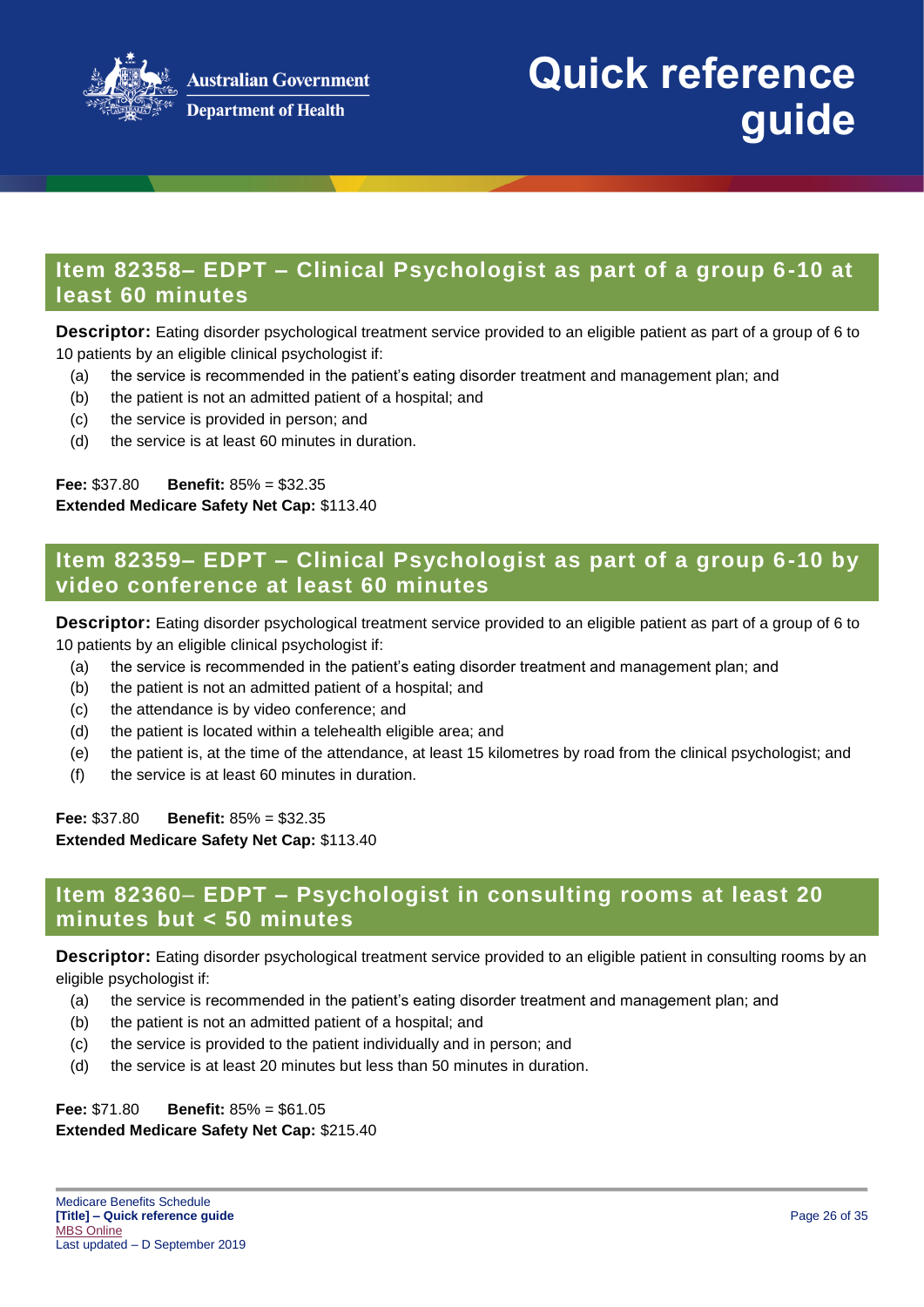## Item 82358– EDPT – Clinical Psychologist as part of a group 6-10 at least 60 minutes

**Descriptor:** Eating disorder psychological treatment service provided to an eligible patient as part of a group of 6 to 10 patients by an eligible clinical psychologist if:

- (a) the service is recommended in the patient's eating disorder treatment and management plan; and
- (b) the patient is not an admitted patient of a hospital; and
- (c) the service is provided in person; and
- (d) the service is at least 60 minutes in duration.

**Fee:** $37.80 **Benefit:** 85% = $32.35
**Extended Medicare Safety Net Cap:** $113.40

## Item 82359– EDPT – Clinical Psychologist as part of a group 6-10 by video conference at least 60 minutes

**Descriptor:** Eating disorder psychological treatment service provided to an eligible patient as part of a group of 6 to 10 patients by an eligible clinical psychologist if:

- (a) the service is recommended in the patient's eating disorder treatment and management plan; and
- (b) the patient is not an admitted patient of a hospital; and
- (c) the attendance is by video conference; and
- (d) the patient is located within a telehealth eligible area; and
- (e) the patient is, at the time of the attendance, at least 15 kilometres by road from the clinical psychologist; and
- (f) the service is at least 60 minutes in duration.

**Fee:** $37.80 **Benefit:** 85% = $32.35
**Extended Medicare Safety Net Cap:** $113.40

## Item 82360– EDPT – Psychologist in consulting rooms at least 20 minutes but < 50 minutes

**Descriptor:** Eating disorder psychological treatment service provided to an eligible patient in consulting rooms by an eligible psychologist if:

- (a) the service is recommended in the patient's eating disorder treatment and management plan; and
- (b) the patient is not an admitted patient of a hospital; and
- (c) the service is provided to the patient individually and in person; and
- (d) the service is at least 20 minutes but less than 50 minutes in duration.

**Fee:** $71.80 **Benefit:** 85% = $61.05
**Extended Medicare Safety Net Cap:** $215.40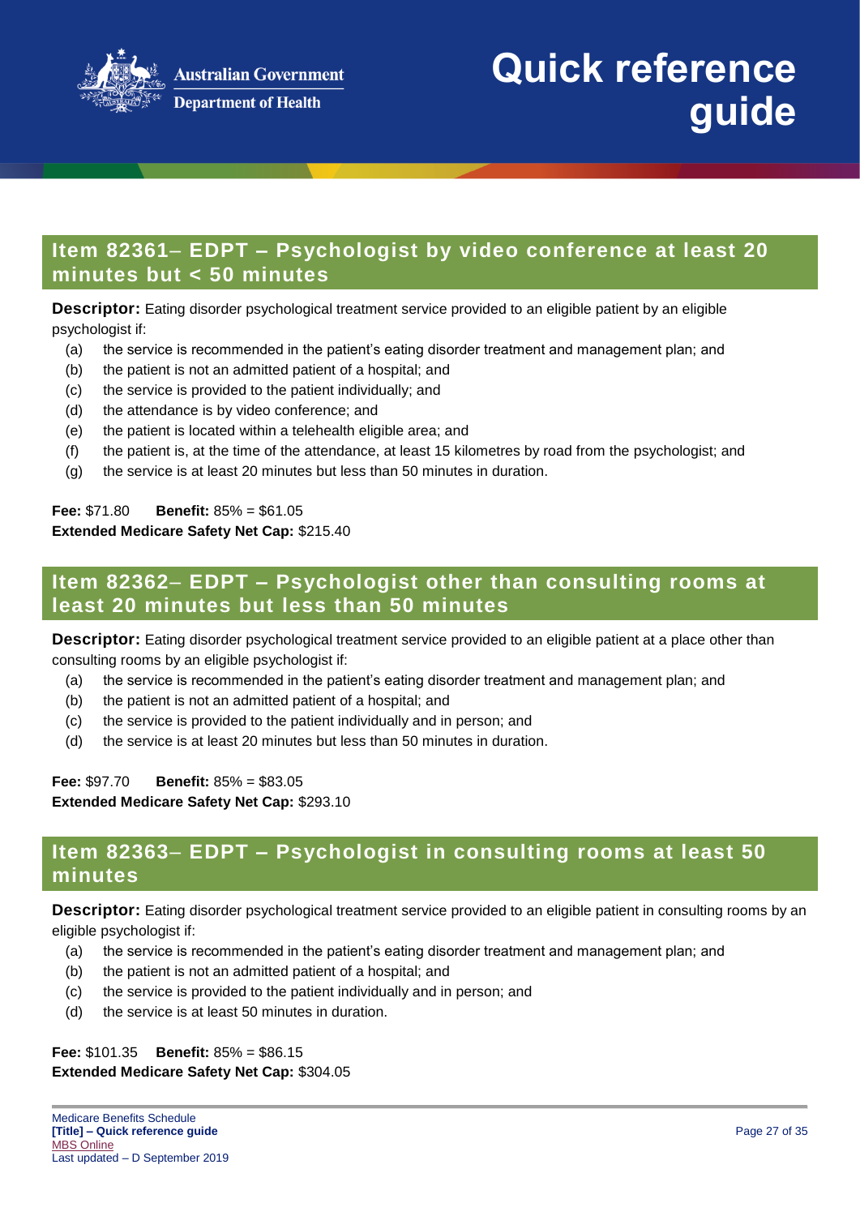## Item 82361– EDPT – Psychologist by video conference at least 20 minutes but < 50 minutes

**Descriptor:** Eating disorder psychological treatment service provided to an eligible patient by an eligible psychologist if:

(a) the service is recommended in the patient's eating disorder treatment and management plan; and
(b) the patient is not an admitted patient of a hospital; and
(c) the service is provided to the patient individually; and
(d) the attendance is by video conference; and
(e) the patient is located within a telehealth eligible area; and
(f) the patient is, at the time of the attendance, at least 15 kilometres by road from the psychologist; and
(g) the service is at least 20 minutes but less than 50 minutes in duration.

**Fee:** $71.80 **Benefit:** 85% = $61.05
**Extended Medicare Safety Net Cap:** $215.40

## Item 82362– EDPT – Psychologist other than consulting rooms at least 20 minutes but less than 50 minutes

**Descriptor:** Eating disorder psychological treatment service provided to an eligible patient at a place other than consulting rooms by an eligible psychologist if:

(a) the service is recommended in the patient's eating disorder treatment and management plan; and
(b) the patient is not an admitted patient of a hospital; and
(c) the service is provided to the patient individually and in person; and
(d) the service is at least 20 minutes but less than 50 minutes in duration.

**Fee:** $97.70 **Benefit:** 85% = $83.05
**Extended Medicare Safety Net Cap:** $293.10

## Item 82363– EDPT – Psychologist in consulting rooms at least 50 minutes

**Descriptor:** Eating disorder psychological treatment service provided to an eligible patient in consulting rooms by an eligible psychologist if:

(a) the service is recommended in the patient's eating disorder treatment and management plan; and
(b) the patient is not an admitted patient of a hospital; and
(c) the service is provided to the patient individually and in person; and
(d) the service is at least 50 minutes in duration.

**Fee:** $101.35 **Benefit:** 85% = $86.15
**Extended Medicare Safety Net Cap:** $304.05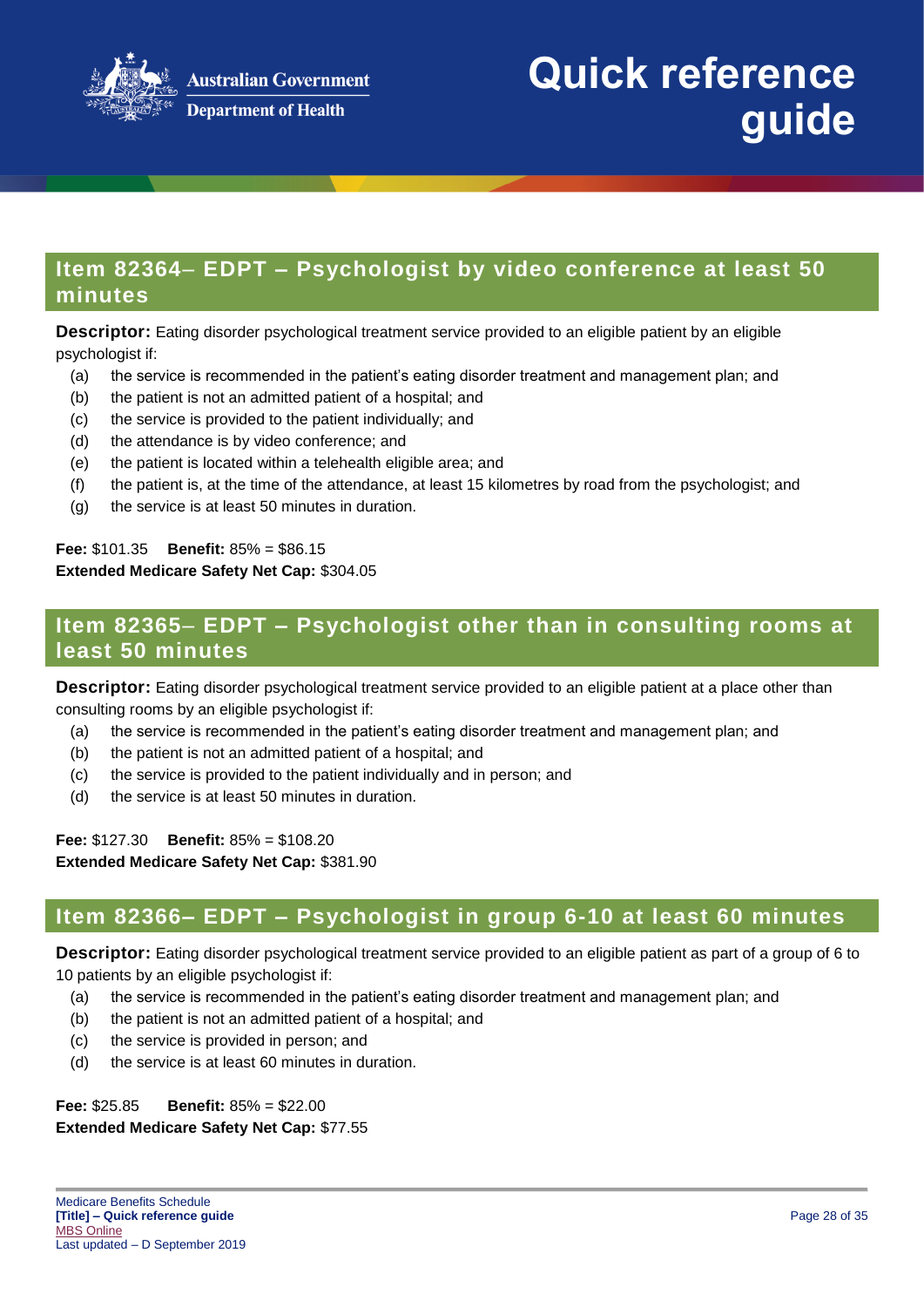## Item 82364– EDPT – Psychologist by video conference at least 50 minutes

**Descriptor:** Eating disorder psychological treatment service provided to an eligible patient by an eligible psychologist if:

(a) the service is recommended in the patient's eating disorder treatment and management plan; and
(b) the patient is not an admitted patient of a hospital; and
(c) the service is provided to the patient individually; and
(d) the attendance is by video conference; and
(e) the patient is located within a telehealth eligible area; and
(f) the patient is, at the time of the attendance, at least 15 kilometres by road from the psychologist; and
(g) the service is at least 50 minutes in duration.

**Fee:** $101.35 **Benefit:** 85% = $86.15
**Extended Medicare Safety Net Cap:** $304.05

## Item 82365– EDPT – Psychologist other than in consulting rooms at least 50 minutes

**Descriptor:** Eating disorder psychological treatment service provided to an eligible patient at a place other than consulting rooms by an eligible psychologist if:

(a) the service is recommended in the patient's eating disorder treatment and management plan; and
(b) the patient is not an admitted patient of a hospital; and
(c) the service is provided to the patient individually and in person; and
(d) the service is at least 50 minutes in duration.

**Fee:** $127.30 **Benefit:** 85% = $108.20
**Extended Medicare Safety Net Cap:** $381.90

## Item 82366– EDPT – Psychologist in group 6-10 at least 60 minutes

**Descriptor:** Eating disorder psychological treatment service provided to an eligible patient as part of a group of 6 to 10 patients by an eligible psychologist if:

(a) the service is recommended in the patient's eating disorder treatment and management plan; and
(b) the patient is not an admitted patient of a hospital; and
(c) the service is provided in person; and
(d) the service is at least 60 minutes in duration.

**Fee:** $25.85 **Benefit:** 85% = $22.00
**Extended Medicare Safety Net Cap:** $77.55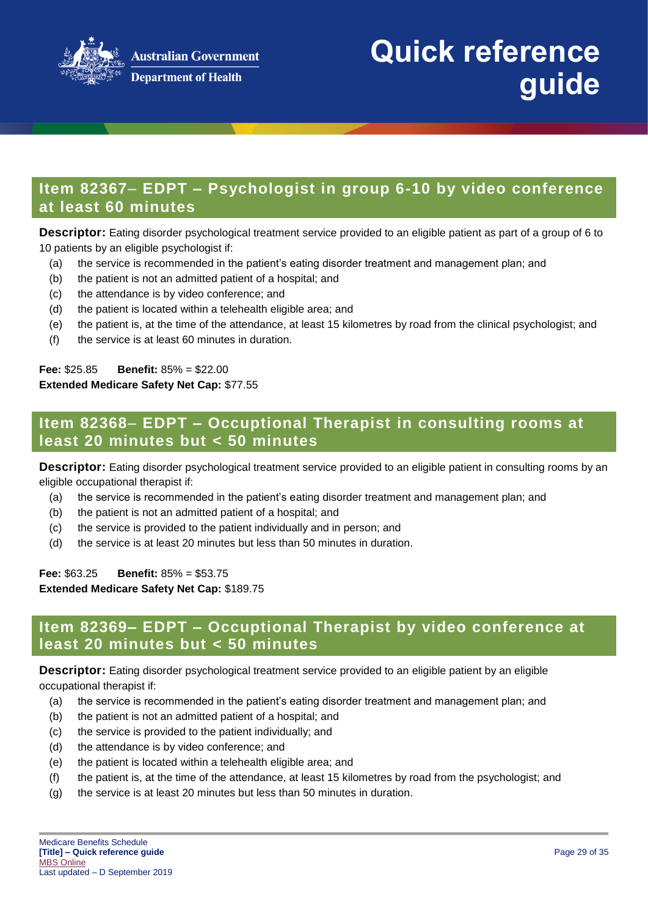## Item 82367– EDPT – Psychologist in group 6-10 by video conference at least 60 minutes

**Descriptor:** Eating disorder psychological treatment service provided to an eligible patient as part of a group of 6 to 10 patients by an eligible psychologist if:

- (a) the service is recommended in the patient's eating disorder treatment and management plan; and
- (b) the patient is not an admitted patient of a hospital; and
- (c) the attendance is by video conference; and
- (d) the patient is located within a telehealth eligible area; and
- (e) the patient is, at the time of the attendance, at least 15 kilometres by road from the clinical psychologist; and
- (f) the service is at least 60 minutes in duration.

**Fee:** $25.85 **Benefit:** 85% = $22.00
**Extended Medicare Safety Net Cap:** $77.55

## Item 82368– EDPT – Occupational Therapist in consulting rooms at least 20 minutes but < 50 minutes

**Descriptor:** Eating disorder psychological treatment service provided to an eligible patient in consulting rooms by an eligible occupational therapist if:

- (a) the service is recommended in the patient's eating disorder treatment and management plan; and
- (b) the patient is not an admitted patient of a hospital; and
- (c) the service is provided to the patient individually and in person; and
- (d) the service is at least 20 minutes but less than 50 minutes in duration.

**Fee:** $63.25 **Benefit:** 85% = $53.75
**Extended Medicare Safety Net Cap:** $189.75

## Item 82369– EDPT – Occupational Therapist by video conference at least 20 minutes but < 50 minutes

**Descriptor:** Eating disorder psychological treatment service provided to an eligible patient by an eligible occupational therapist if:

- (a) the service is recommended in the patient's eating disorder treatment and management plan; and
- (b) the patient is not an admitted patient of a hospital; and
- (c) the service is provided to the patient individually; and
- (d) the attendance is by video conference; and
- (e) the patient is located within a telehealth eligible area; and
- (f) the patient is, at the time of the attendance, at least 15 kilometres by road from the psychologist; and
- (g) the service is at least 20 minutes but less than 50 minutes in duration.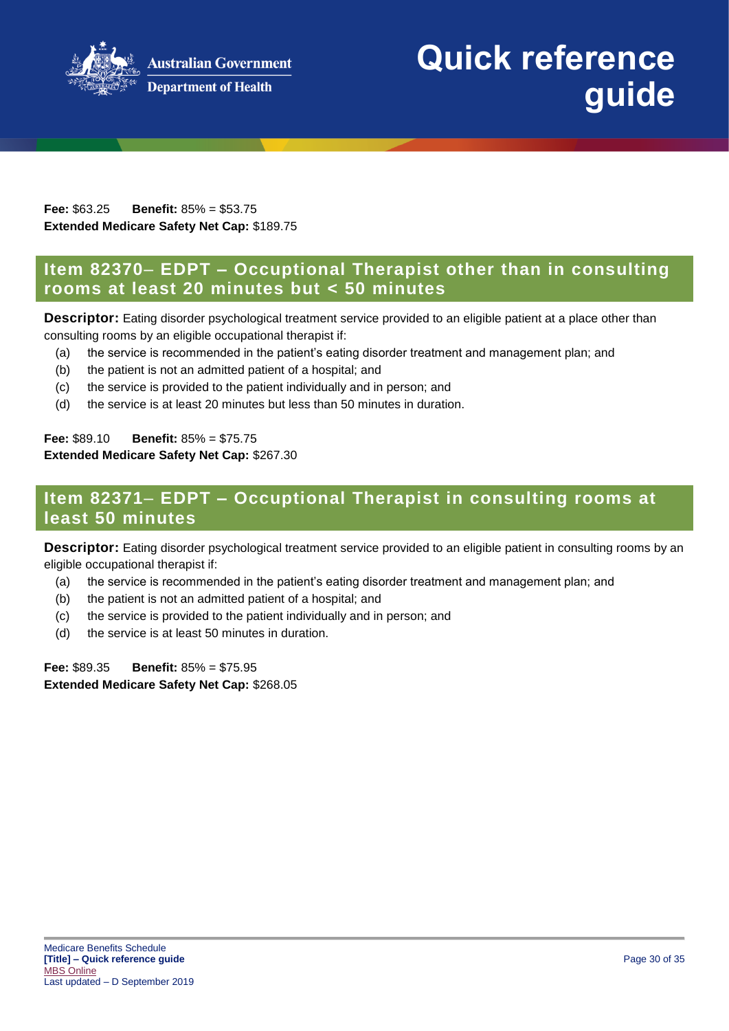**Fee:** $63.25  **Benefit:** 85% = $53.75
**Extended Medicare Safety Net Cap:** $189.75

## Item 82370– EDPT – Occupational Therapist other than in consulting rooms at least 20 minutes but < 50 minutes

**Descriptor:** Eating disorder psychological treatment service provided to an eligible patient at a place other than consulting rooms by an eligible occupational therapist if:

- (a) the service is recommended in the patient's eating disorder treatment and management plan; and
- (b) the patient is not an admitted patient of a hospital; and
- (c) the service is provided to the patient individually and in person; and
- (d) the service is at least 20 minutes but less than 50 minutes in duration.

**Fee:** $89.10  **Benefit:** 85% = $75.75
**Extended Medicare Safety Net Cap:** $267.30

## Item 82371– EDPT – Occupational Therapist in consulting rooms at least 50 minutes

**Descriptor:** Eating disorder psychological treatment service provided to an eligible patient in consulting rooms by an eligible occupational therapist if:

- (a) the service is recommended in the patient's eating disorder treatment and management plan; and
- (b) the patient is not an admitted patient of a hospital; and
- (c) the service is provided to the patient individually and in person; and
- (d) the service is at least 50 minutes in duration.

**Fee:** $89.35  **Benefit:** 85% = $75.95
**Extended Medicare Safety Net Cap:** $268.05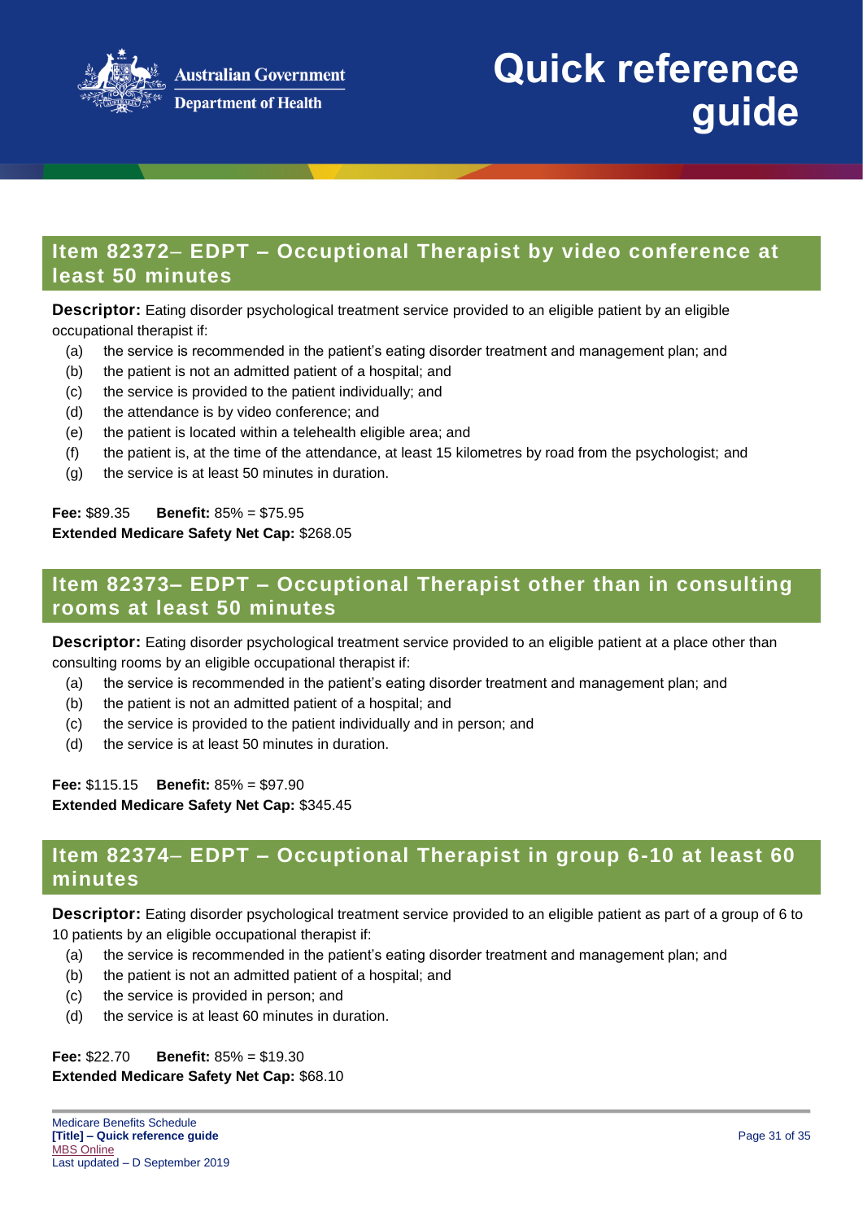## Item 82372– EDPT – Occupational Therapist by video conference at least 50 minutes

**Descriptor:** Eating disorder psychological treatment service provided to an eligible patient by an eligible occupational therapist if:

(a) the service is recommended in the patient's eating disorder treatment and management plan; and
(b) the patient is not an admitted patient of a hospital; and
(c) the service is provided to the patient individually; and
(d) the attendance is by video conference; and
(e) the patient is located within a telehealth eligible area; and
(f) the patient is, at the time of the attendance, at least 15 kilometres by road from the psychologist; and
(g) the service is at least 50 minutes in duration.

**Fee:** $89.35 **Benefit:** 85% = $75.95
**Extended Medicare Safety Net Cap:** $268.05

## Item 82373– EDPT – Occupational Therapist other than in consulting rooms at least 50 minutes

**Descriptor:** Eating disorder psychological treatment service provided to an eligible patient at a place other than consulting rooms by an eligible occupational therapist if:

(a) the service is recommended in the patient's eating disorder treatment and management plan; and
(b) the patient is not an admitted patient of a hospital; and
(c) the service is provided to the patient individually and in person; and
(d) the service is at least 50 minutes in duration.

**Fee:** $115.15 **Benefit:** 85% = $97.90
**Extended Medicare Safety Net Cap:** $345.45

## Item 82374– EDPT – Occupational Therapist in group 6-10 at least 60 minutes

**Descriptor:** Eating disorder psychological treatment service provided to an eligible patient as part of a group of 6 to 10 patients by an eligible occupational therapist if:

(a) the service is recommended in the patient's eating disorder treatment and management plan; and
(b) the patient is not an admitted patient of a hospital; and
(c) the service is provided in person; and
(d) the service is at least 60 minutes in duration.

**Fee:** $22.70 **Benefit:** 85% = $19.30
**Extended Medicare Safety Net Cap:** $68.10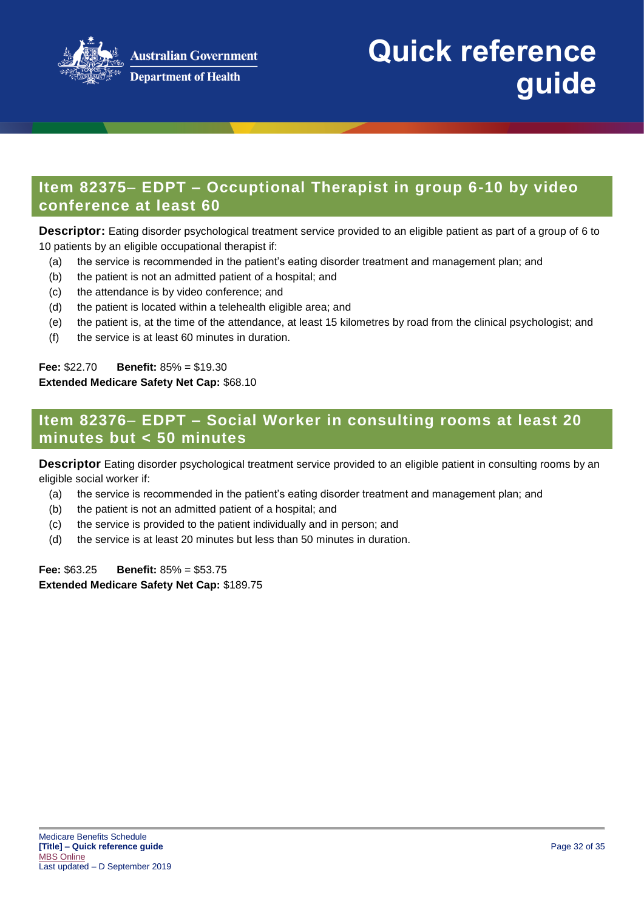## Item 82375– EDPT – Occuptional Therapist in group 6-10 by video conference at least 60

**Descriptor:** Eating disorder psychological treatment service provided to an eligible patient as part of a group of 6 to 10 patients by an eligible occupational therapist if:

- (a) the service is recommended in the patient's eating disorder treatment and management plan; and
- (b) the patient is not an admitted patient of a hospital; and
- (c) the attendance is by video conference; and
- (d) the patient is located within a telehealth eligible area; and
- (e) the patient is, at the time of the attendance, at least 15 kilometres by road from the clinical psychologist; and
- (f) the service is at least 60 minutes in duration.

**Fee:** $22.70 **Benefit:** 85% = $19.30
**Extended Medicare Safety Net Cap:** $68.10

## Item 82376– EDPT – Social Worker in consulting rooms at least 20 minutes but < 50 minutes

**Descriptor** Eating disorder psychological treatment service provided to an eligible patient in consulting rooms by an eligible social worker if:

- (a) the service is recommended in the patient's eating disorder treatment and management plan; and
- (b) the patient is not an admitted patient of a hospital; and
- (c) the service is provided to the patient individually and in person; and
- (d) the service is at least 20 minutes but less than 50 minutes in duration.

**Fee:** $63.25 **Benefit:** 85% = $53.75
**Extended Medicare Safety Net Cap:** $189.75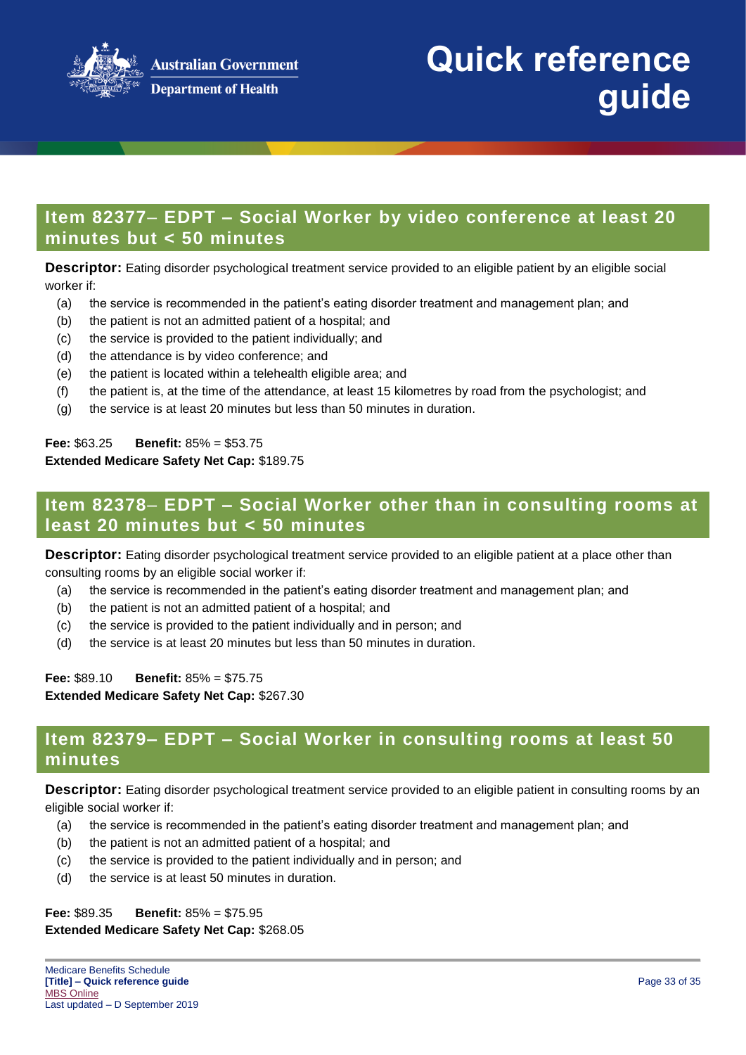## Item 82377– EDPT – Social Worker by video conference at least 20 minutes but < 50 minutes

**Descriptor:** Eating disorder psychological treatment service provided to an eligible patient by an eligible social worker if:

(a) the service is recommended in the patient's eating disorder treatment and management plan; and
(b) the patient is not an admitted patient of a hospital; and
(c) the service is provided to the patient individually; and
(d) the attendance is by video conference; and
(e) the patient is located within a telehealth eligible area; and
(f) the patient is, at the time of the attendance, at least 15 kilometres by road from the psychologist; and
(g) the service is at least 20 minutes but less than 50 minutes in duration.

**Fee:** $63.25 **Benefit:** 85% = $53.75
**Extended Medicare Safety Net Cap:** $189.75

## Item 82378– EDPT – Social Worker other than in consulting rooms at least 20 minutes but < 50 minutes

**Descriptor:** Eating disorder psychological treatment service provided to an eligible patient at a place other than consulting rooms by an eligible social worker if:

(a) the service is recommended in the patient's eating disorder treatment and management plan; and
(b) the patient is not an admitted patient of a hospital; and
(c) the service is provided to the patient individually and in person; and
(d) the service is at least 20 minutes but less than 50 minutes in duration.

**Fee:** $89.10 **Benefit:** 85% = $75.75
**Extended Medicare Safety Net Cap:** $267.30

## Item 82379– EDPT – Social Worker in consulting rooms at least 50 minutes

**Descriptor:** Eating disorder psychological treatment service provided to an eligible patient in consulting rooms by an eligible social worker if:

(a) the service is recommended in the patient's eating disorder treatment and management plan; and
(b) the patient is not an admitted patient of a hospital; and
(c) the service is provided to the patient individually and in person; and
(d) the service is at least 50 minutes in duration.

**Fee:** $89.35 **Benefit:** 85% = $75.95
**Extended Medicare Safety Net Cap:** $268.05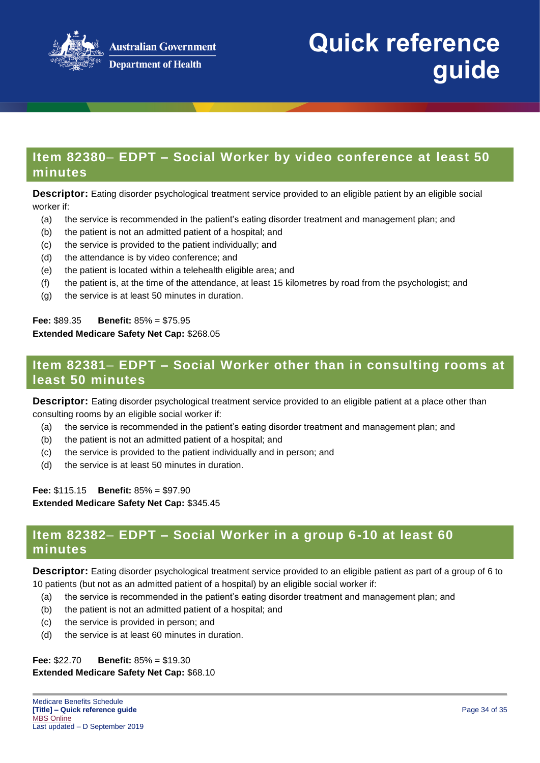## Item 82380– EDPT – Social Worker by video conference at least 50 minutes

**Descriptor:** Eating disorder psychological treatment service provided to an eligible patient by an eligible social worker if:

(a) the service is recommended in the patient's eating disorder treatment and management plan; and
(b) the patient is not an admitted patient of a hospital; and
(c) the service is provided to the patient individually; and
(d) the attendance is by video conference; and
(e) the patient is located within a telehealth eligible area; and
(f) the patient is, at the time of the attendance, at least 15 kilometres by road from the psychologist; and
(g) the service is at least 50 minutes in duration.

**Fee:** $89.35 **Benefit:** 85% = $75.95
**Extended Medicare Safety Net Cap:** $268.05

## Item 82381– EDPT – Social Worker other than in consulting rooms at least 50 minutes

**Descriptor:** Eating disorder psychological treatment service provided to an eligible patient at a place other than consulting rooms by an eligible social worker if:

(a) the service is recommended in the patient's eating disorder treatment and management plan; and
(b) the patient is not an admitted patient of a hospital; and
(c) the service is provided to the patient individually and in person; and
(d) the service is at least 50 minutes in duration.

**Fee:** $115.15 **Benefit:** 85% = $97.90
**Extended Medicare Safety Net Cap:** $345.45

## Item 82382– EDPT – Social Worker in a group 6-10 at least 60 minutes

**Descriptor:** Eating disorder psychological treatment service provided to an eligible patient as part of a group of 6 to 10 patients (but not as an admitted patient of a hospital) by an eligible social worker if:

(a) the service is recommended in the patient's eating disorder treatment and management plan; and
(b) the patient is not an admitted patient of a hospital; and
(c) the service is provided in person; and
(d) the service is at least 60 minutes in duration.

**Fee:** $22.70 **Benefit:** 85% = $19.30
**Extended Medicare Safety Net Cap:** $68.10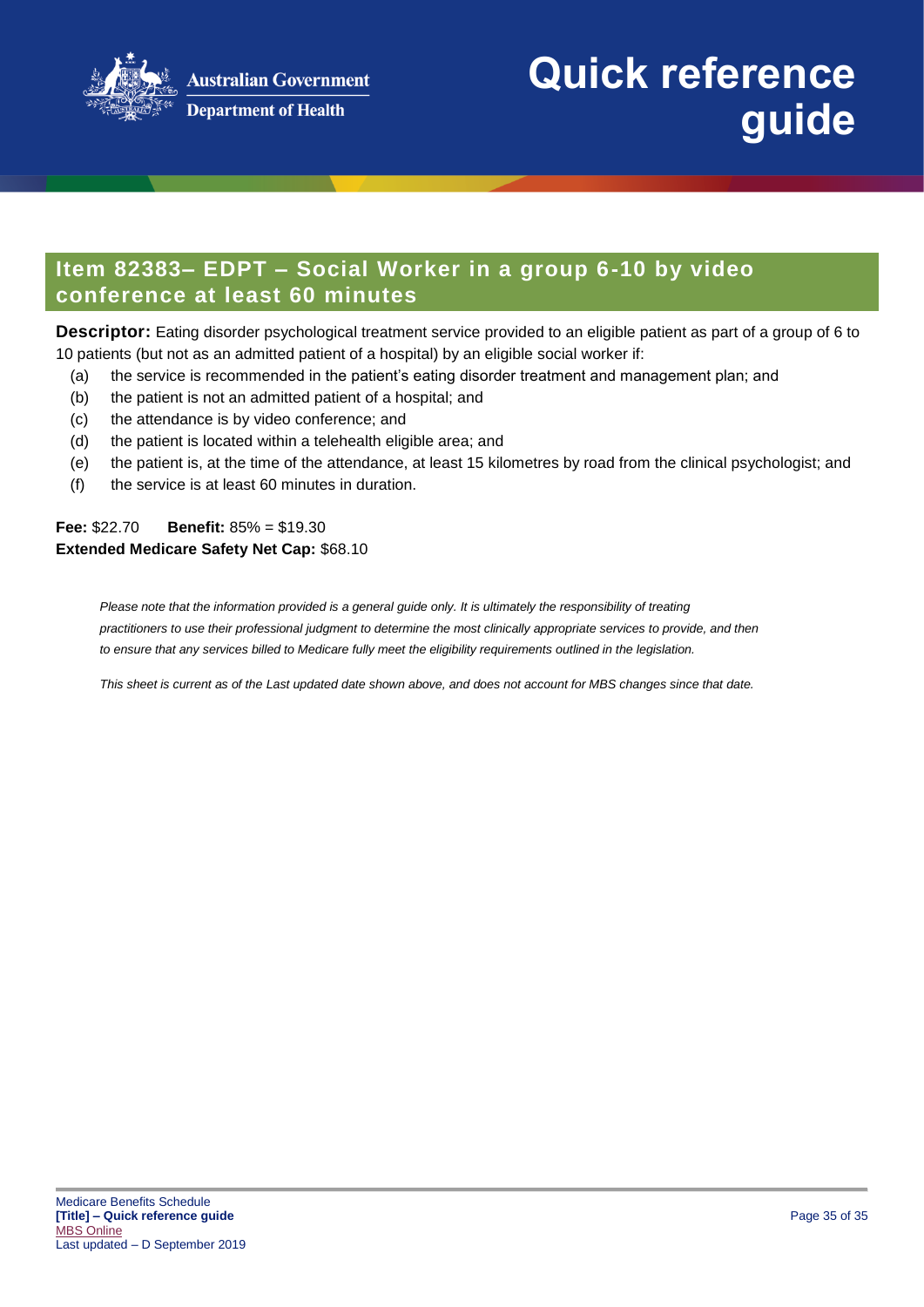## Item 82383– EDPT – Social Worker in a group 6-10 by video conference at least 60 minutes

**Descriptor:** Eating disorder psychological treatment service provided to an eligible patient as part of a group of 6 to 10 patients (but not as an admitted patient of a hospital) by an eligible social worker if:

(a) the service is recommended in the patient's eating disorder treatment and management plan; and
(b) the patient is not an admitted patient of a hospital; and
(c) the attendance is by video conference; and
(d) the patient is located within a telehealth eligible area; and
(e) the patient is, at the time of the attendance, at least 15 kilometres by road from the clinical psychologist; and
(f) the service is at least 60 minutes in duration.

**Fee:** $22.70 **Benefit:** 85% = $19.30
**Extended Medicare Safety Net Cap:** $68.10

*Please note that the information provided is a general guide only. It is ultimately the responsibility of treating practitioners to use their professional judgment to determine the most clinically appropriate services to provide, and then to ensure that any services billed to Medicare fully meet the eligibility requirements outlined in the legislation.*

*This sheet is current as of the Last updated date shown above, and does not account for MBS changes since that date.*